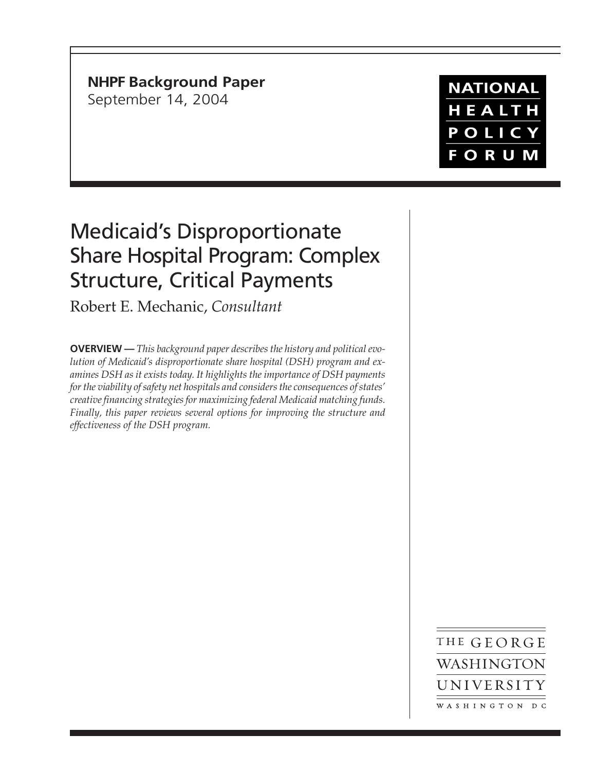**NHPF Background Paper**
September 14, 2004

NATIONAL HEALTH POLICY FORUM

# Medicaid's Disproportionate Share Hospital Program: Complex Structure, Critical Payments

Robert E. Mechanic, *Consultant*

**OVERVIEW —** *This background paper describes the history and political evolution of Medicaid's disproportionate share hospital (DSH) program and examines DSH as it exists today. It highlights the importance of DSH payments for the viability of safety net hospitals and considers the consequences of states' creative financing strategies for maximizing federal Medicaid matching funds. Finally, this paper reviews several options for improving the structure and effectiveness of the DSH program.*

THE GEORGE WASHINGTON UNIVERSITY
WASHINGTON DC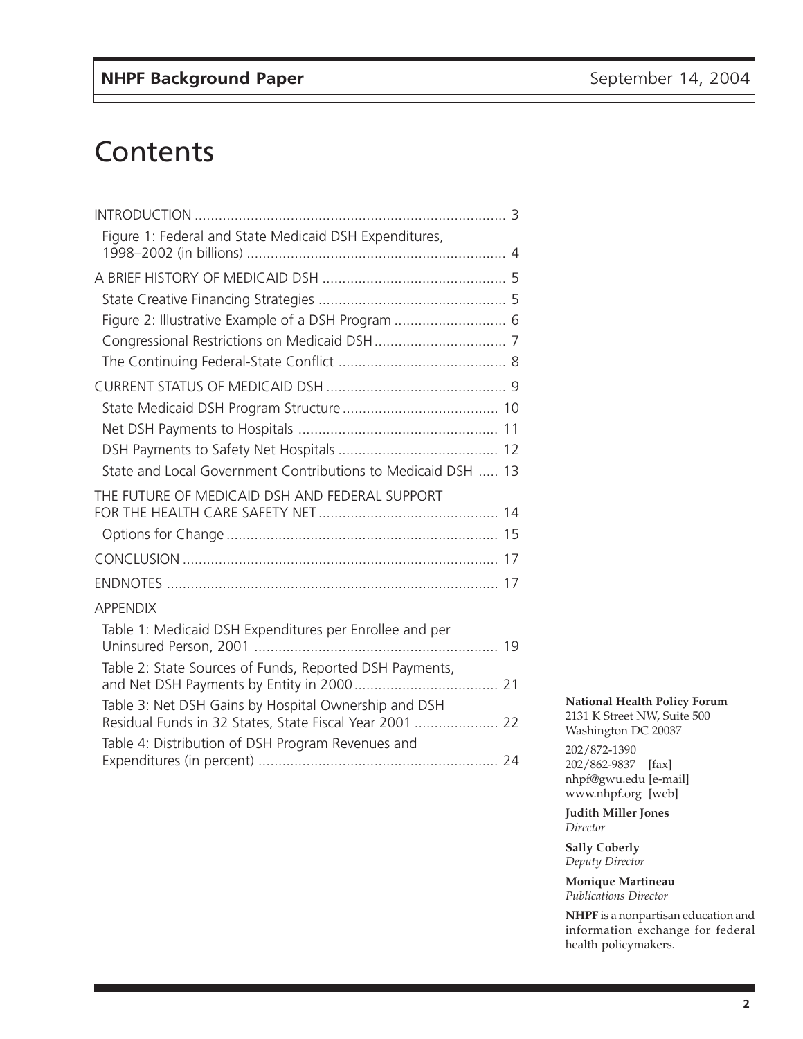# Contents

- INTRODUCTION ........ 3
  - Figure 1: Federal and State Medicaid DSH Expenditures, 1998–2002 (in billions) ........ 4
- A BRIEF HISTORY OF MEDICAID DSH ........ 5
  - State Creative Financing Strategies ........ 5
  - Figure 2: Illustrative Example of a DSH Program ........ 6
  - Congressional Restrictions on Medicaid DSH ........ 7
  - The Continuing Federal-State Conflict ........ 8
- CURRENT STATUS OF MEDICAID DSH ........ 9
  - State Medicaid DSH Program Structure ........ 10
  - Net DSH Payments to Hospitals ........ 11
  - DSH Payments to Safety Net Hospitals ........ 12
  - State and Local Government Contributions to Medicaid DSH ..... 13
- THE FUTURE OF MEDICAID DSH AND FEDERAL SUPPORT FOR THE HEALTH CARE SAFETY NET ........ 14
  - Options for Change ........ 15
- CONCLUSION ........ 17
- ENDNOTES ........ 17
- APPENDIX
  - Table 1: Medicaid DSH Expenditures per Enrollee and per Uninsured Person, 2001 ........ 19
  - Table 2: State Sources of Funds, Reported DSH Payments, and Net DSH Payments by Entity in 2000 ........ 21
  - Table 3: Net DSH Gains by Hospital Ownership and DSH Residual Funds in 32 States, State Fiscal Year 2001 ........ 22
  - Table 4: Distribution of DSH Program Revenues and Expenditures (in percent) ........ 24

**National Health Policy Forum**
2131 K Street NW, Suite 500
Washington DC 20037

202/872-1390
202/862-9837 [fax]
nhpf@gwu.edu [e-mail]
www.nhpf.org [web]

**Judith Miller Jones**
*Director*

**Sally Coberly**
*Deputy Director*

**Monique Martineau**
*Publications Director*

**NHPF** is a nonpartisan education and information exchange for federal health policymakers.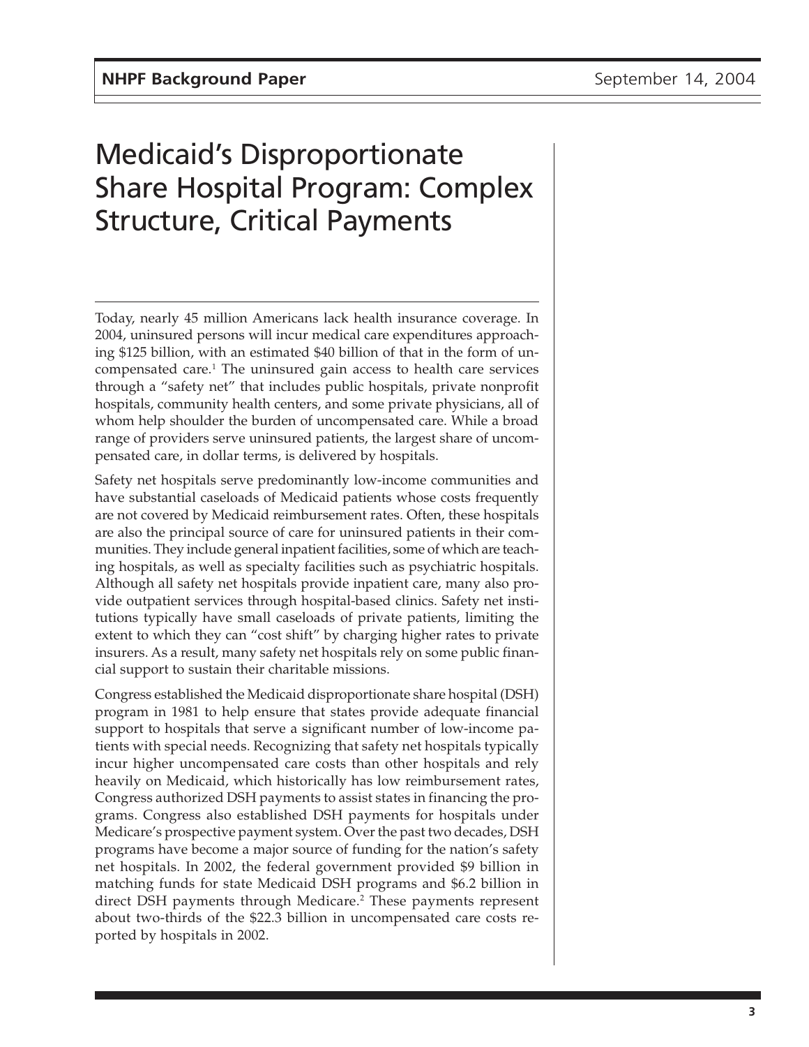# Medicaid's Disproportionate Share Hospital Program: Complex Structure, Critical Payments

Today, nearly 45 million Americans lack health insurance coverage. In 2004, uninsured persons will incur medical care expenditures approaching $125 billion, with an estimated $40 billion of that in the form of uncompensated care.[1] The uninsured gain access to health care services through a "safety net" that includes public hospitals, private nonprofit hospitals, community health centers, and some private physicians, all of whom help shoulder the burden of uncompensated care. While a broad range of providers serve uninsured patients, the largest share of uncompensated care, in dollar terms, is delivered by hospitals.

Safety net hospitals serve predominantly low-income communities and have substantial caseloads of Medicaid patients whose costs frequently are not covered by Medicaid reimbursement rates. Often, these hospitals are also the principal source of care for uninsured patients in their communities. They include general inpatient facilities, some of which are teaching hospitals, as well as specialty facilities such as psychiatric hospitals. Although all safety net hospitals provide inpatient care, many also provide outpatient services through hospital-based clinics. Safety net institutions typically have small caseloads of private patients, limiting the extent to which they can "cost shift" by charging higher rates to private insurers. As a result, many safety net hospitals rely on some public financial support to sustain their charitable missions.

Congress established the Medicaid disproportionate share hospital (DSH) program in 1981 to help ensure that states provide adequate financial support to hospitals that serve a significant number of low-income patients with special needs. Recognizing that safety net hospitals typically incur higher uncompensated care costs than other hospitals and rely heavily on Medicaid, which historically has low reimbursement rates, Congress authorized DSH payments to assist states in financing the programs. Congress also established DSH payments for hospitals under Medicare's prospective payment system. Over the past two decades, DSH programs have become a major source of funding for the nation's safety net hospitals. In 2002, the federal government provided $9 billion in matching funds for state Medicaid DSH programs and $6.2 billion in direct DSH payments through Medicare.[2] These payments represent about two-thirds of the $22.3 billion in uncompensated care costs reported by hospitals in 2002.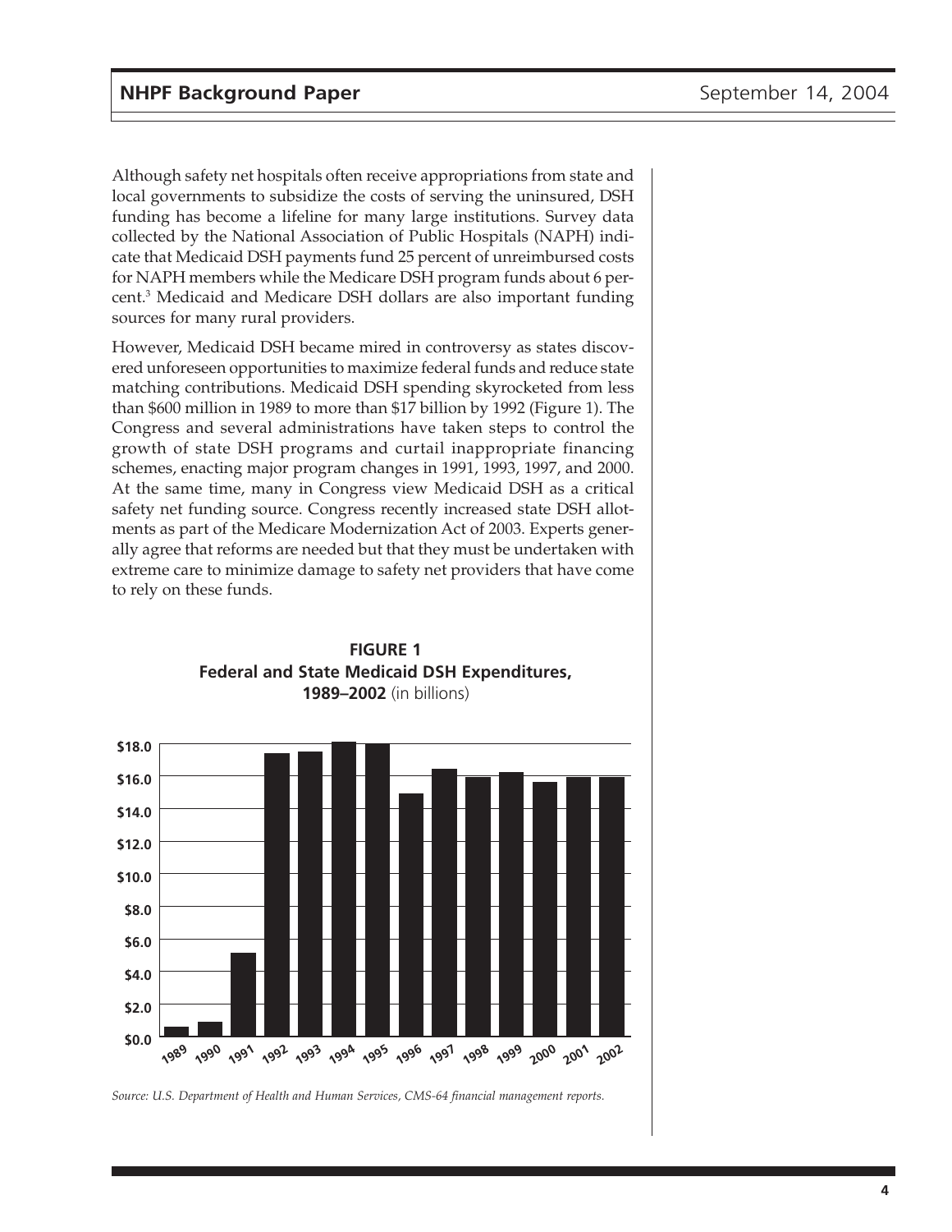Although safety net hospitals often receive appropriations from state and local governments to subsidize the costs of serving the uninsured, DSH funding has become a lifeline for many large institutions. Survey data collected by the National Association of Public Hospitals (NAPH) indicate that Medicaid DSH payments fund 25 percent of unreimbursed costs for NAPH members while the Medicare DSH program funds about 6 percent.[3] Medicaid and Medicare DSH dollars are also important funding sources for many rural providers.

However, Medicaid DSH became mired in controversy as states discovered unforeseen opportunities to maximize federal funds and reduce state matching contributions. Medicaid DSH spending skyrocketed from less than $600 million in 1989 to more than $17 billion by 1992 (Figure 1). The Congress and several administrations have taken steps to control the growth of state DSH programs and curtail inappropriate financing schemes, enacting major program changes in 1991, 1993, 1997, and 2000. At the same time, many in Congress view Medicaid DSH as a critical safety net funding source. Congress recently increased state DSH allotments as part of the Medicare Modernization Act of 2003. Experts generally agree that reforms are needed but that they must be undertaken with extreme care to minimize damage to safety net providers that have come to rely on these funds.

**FIGURE 1**
**Federal and State Medicaid DSH Expenditures, 1989–2002** (in billions)

*Source: U.S. Department of Health and Human Services, CMS-64 financial management reports.*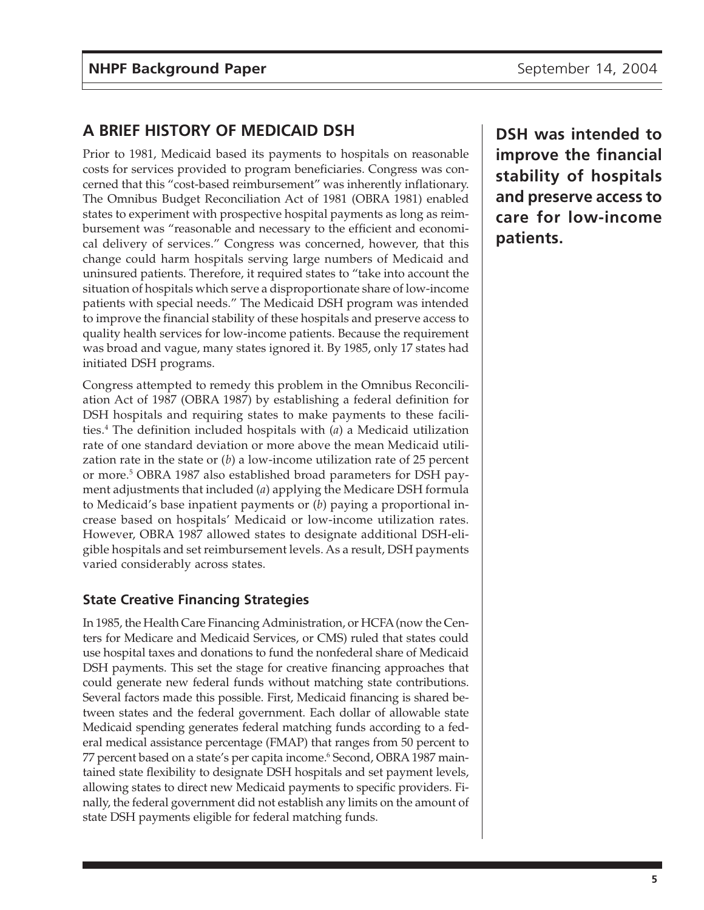## A BRIEF HISTORY OF MEDICAID DSH

Prior to 1981, Medicaid based its payments to hospitals on reasonable costs for services provided to program beneficiaries. Congress was concerned that this "cost-based reimbursement" was inherently inflationary. The Omnibus Budget Reconciliation Act of 1981 (OBRA 1981) enabled states to experiment with prospective hospital payments as long as reimbursement was "reasonable and necessary to the efficient and economical delivery of services." Congress was concerned, however, that this change could harm hospitals serving large numbers of Medicaid and uninsured patients. Therefore, it required states to "take into account the situation of hospitals which serve a disproportionate share of low-income patients with special needs." The Medicaid DSH program was intended to improve the financial stability of these hospitals and preserve access to quality health services for low-income patients. Because the requirement was broad and vague, many states ignored it. By 1985, only 17 states had initiated DSH programs.

**DSH was intended to improve the financial stability of hospitals and preserve access to care for low-income patients.**

Congress attempted to remedy this problem in the Omnibus Reconciliation Act of 1987 (OBRA 1987) by establishing a federal definition for DSH hospitals and requiring states to make payments to these facilities.[4] The definition included hospitals with (*a*) a Medicaid utilization rate of one standard deviation or more above the mean Medicaid utilization rate in the state or (*b*) a low-income utilization rate of 25 percent or more.[5] OBRA 1987 also established broad parameters for DSH payment adjustments that included (*a*) applying the Medicare DSH formula to Medicaid's base inpatient payments or (*b*) paying a proportional increase based on hospitals' Medicaid or low-income utilization rates. However, OBRA 1987 allowed states to designate additional DSH-eligible hospitals and set reimbursement levels. As a result, DSH payments varied considerably across states.

### State Creative Financing Strategies

In 1985, the Health Care Financing Administration, or HCFA (now the Centers for Medicare and Medicaid Services, or CMS) ruled that states could use hospital taxes and donations to fund the nonfederal share of Medicaid DSH payments. This set the stage for creative financing approaches that could generate new federal funds without matching state contributions. Several factors made this possible. First, Medicaid financing is shared between states and the federal government. Each dollar of allowable state Medicaid spending generates federal matching funds according to a federal medical assistance percentage (FMAP) that ranges from 50 percent to 77 percent based on a state's per capita income.[6] Second, OBRA 1987 maintained state flexibility to designate DSH hospitals and set payment levels, allowing states to direct new Medicaid payments to specific providers. Finally, the federal government did not establish any limits on the amount of state DSH payments eligible for federal matching funds.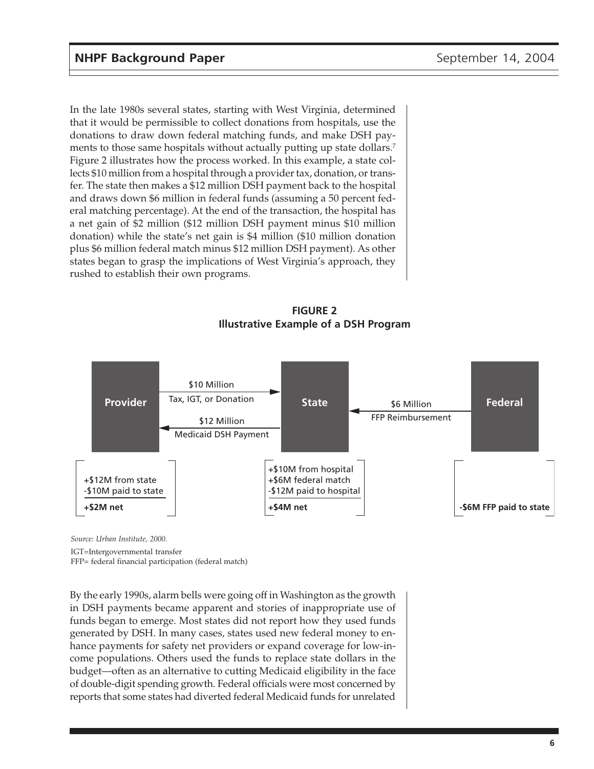In the late 1980s several states, starting with West Virginia, determined that it would be permissible to collect donations from hospitals, use the donations to draw down federal matching funds, and make DSH payments to those same hospitals without actually putting up state dollars.[7] Figure 2 illustrates how the process worked. In this example, a state collects $10 million from a hospital through a provider tax, donation, or transfer. The state then makes a $12 million DSH payment back to the hospital and draws down $6 million in federal funds (assuming a 50 percent federal matching percentage). At the end of the transaction, the hospital has a net gain of $2 million ($12 million DSH payment minus $10 million donation) while the state's net gain is $4 million ($10 million donation plus $6 million federal match minus $12 million DSH payment). As other states began to grasp the implications of West Virginia's approach, they rushed to establish their own programs.

**FIGURE 2**
**Illustrative Example of a DSH Program**

| Provider | State | Federal |
|---|---|---|
| $10 Million (Tax, IGT, or Donation) → State | $12 Million (Medicaid DSH Payment) → Provider | $6 Million (FFP Reimbursement) → State |
| +$12M from state | +$10M from hospital | |
| -$10M paid to state | +$6M federal match | |
| | -$12M paid to hospital | |
| **+$2M net** | **+$4M net** | **-$6M FFP paid to state** |

*Source: Urban Institute, 2000.*

IGT=Intergovernmental transfer
FFP= federal financial participation (federal match)

By the early 1990s, alarm bells were going off in Washington as the growth in DSH payments became apparent and stories of inappropriate use of funds began to emerge. Most states did not report how they used funds generated by DSH. In many cases, states used new federal money to enhance payments for safety net providers or expand coverage for low-income populations. Others used the funds to replace state dollars in the budget—often as an alternative to cutting Medicaid eligibility in the face of double-digit spending growth. Federal officials were most concerned by reports that some states had diverted federal Medicaid funds for unrelated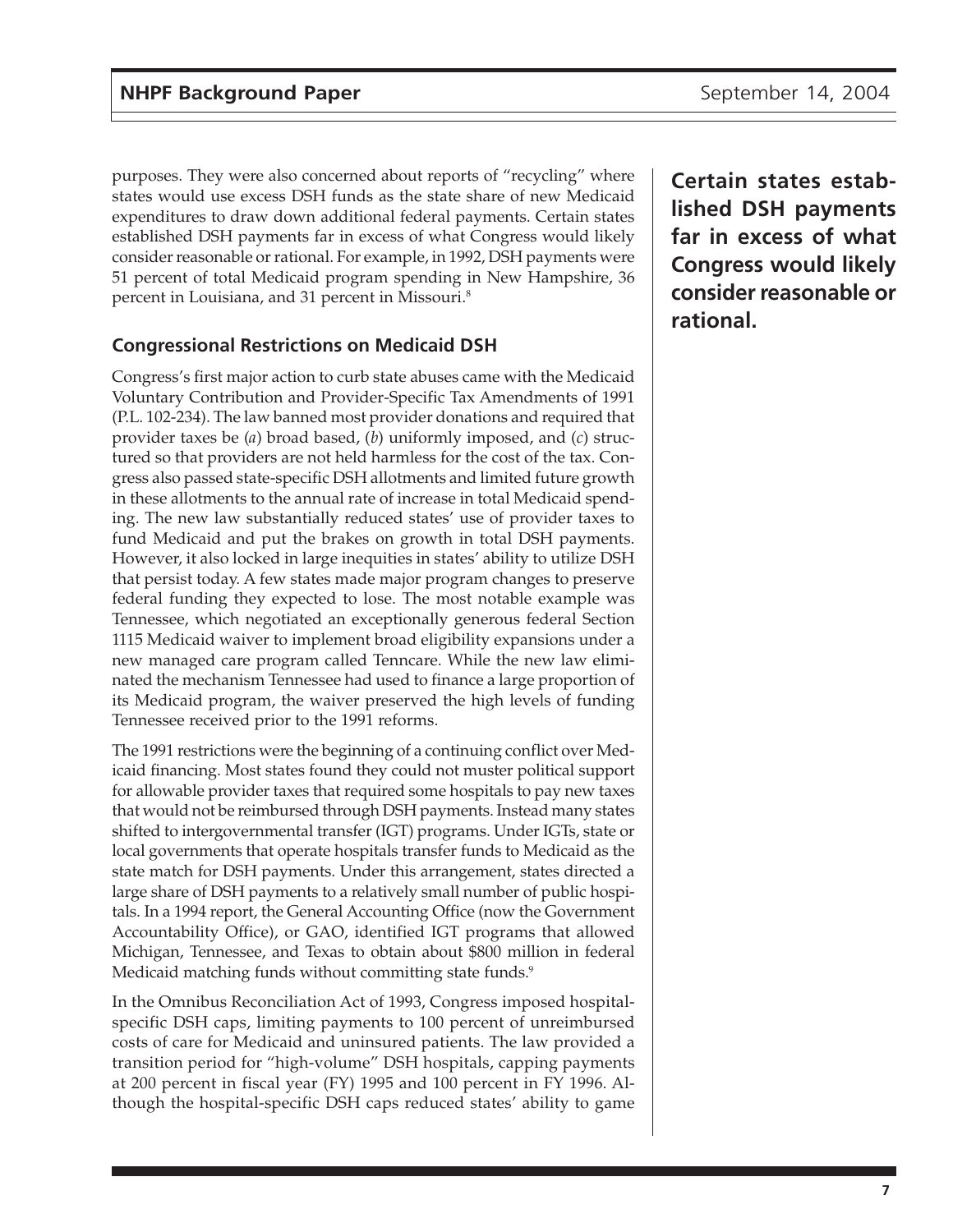purposes. They were also concerned about reports of "recycling" where states would use excess DSH funds as the state share of new Medicaid expenditures to draw down additional federal payments. Certain states established DSH payments far in excess of what Congress would likely consider reasonable or rational. For example, in 1992, DSH payments were 51 percent of total Medicaid program spending in New Hampshire, 36 percent in Louisiana, and 31 percent in Missouri.[8]

**Certain states established DSH payments far in excess of what Congress would likely consider reasonable or rational.**

### Congressional Restrictions on Medicaid DSH

Congress's first major action to curb state abuses came with the Medicaid Voluntary Contribution and Provider-Specific Tax Amendments of 1991 (P.L. 102-234). The law banned most provider donations and required that provider taxes be (*a*) broad based, (*b*) uniformly imposed, and (*c*) structured so that providers are not held harmless for the cost of the tax. Congress also passed state-specific DSH allotments and limited future growth in these allotments to the annual rate of increase in total Medicaid spending. The new law substantially reduced states' use of provider taxes to fund Medicaid and put the brakes on growth in total DSH payments. However, it also locked in large inequities in states' ability to utilize DSH that persist today. A few states made major program changes to preserve federal funding they expected to lose. The most notable example was Tennessee, which negotiated an exceptionally generous federal Section 1115 Medicaid waiver to implement broad eligibility expansions under a new managed care program called Tenncare. While the new law eliminated the mechanism Tennessee had used to finance a large proportion of its Medicaid program, the waiver preserved the high levels of funding Tennessee received prior to the 1991 reforms.

The 1991 restrictions were the beginning of a continuing conflict over Medicaid financing. Most states found they could not muster political support for allowable provider taxes that required some hospitals to pay new taxes that would not be reimbursed through DSH payments. Instead many states shifted to intergovernmental transfer (IGT) programs. Under IGTs, state or local governments that operate hospitals transfer funds to Medicaid as the state match for DSH payments. Under this arrangement, states directed a large share of DSH payments to a relatively small number of public hospitals. In a 1994 report, the General Accounting Office (now the Government Accountability Office), or GAO, identified IGT programs that allowed Michigan, Tennessee, and Texas to obtain about $800 million in federal Medicaid matching funds without committing state funds.[9]

In the Omnibus Reconciliation Act of 1993, Congress imposed hospital-specific DSH caps, limiting payments to 100 percent of unreimbursed costs of care for Medicaid and uninsured patients. The law provided a transition period for "high-volume" DSH hospitals, capping payments at 200 percent in fiscal year (FY) 1995 and 100 percent in FY 1996. Although the hospital-specific DSH caps reduced states' ability to game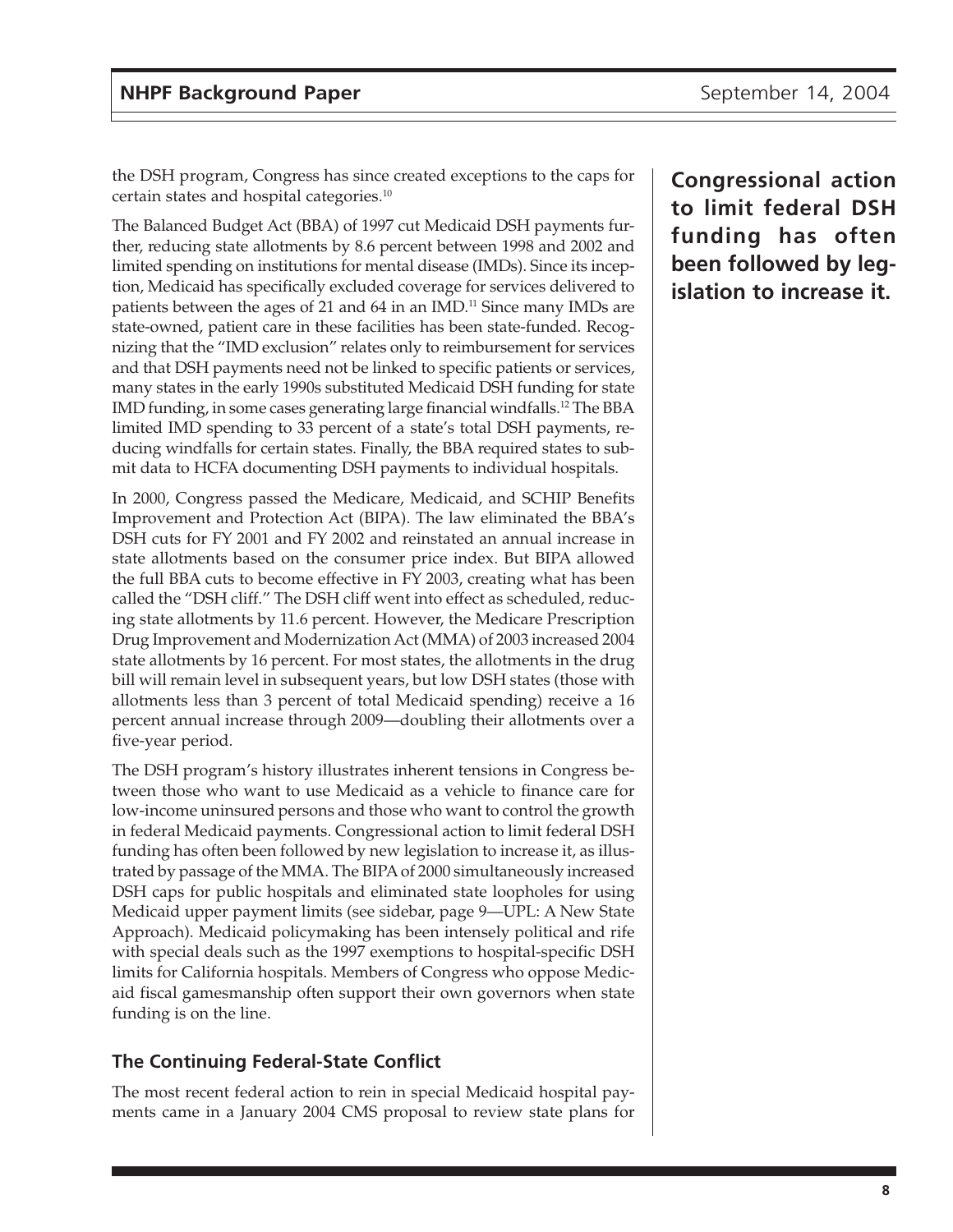the DSH program, Congress has since created exceptions to the caps for certain states and hospital categories.[10]

**Congressional action to limit federal DSH funding has often been followed by legislation to increase it.**

The Balanced Budget Act (BBA) of 1997 cut Medicaid DSH payments further, reducing state allotments by 8.6 percent between 1998 and 2002 and limited spending on institutions for mental disease (IMDs). Since its inception, Medicaid has specifically excluded coverage for services delivered to patients between the ages of 21 and 64 in an IMD.[11] Since many IMDs are state-owned, patient care in these facilities has been state-funded. Recognizing that the "IMD exclusion" relates only to reimbursement for services and that DSH payments need not be linked to specific patients or services, many states in the early 1990s substituted Medicaid DSH funding for state IMD funding, in some cases generating large financial windfalls.[12] The BBA limited IMD spending to 33 percent of a state's total DSH payments, reducing windfalls for certain states. Finally, the BBA required states to submit data to HCFA documenting DSH payments to individual hospitals.

In 2000, Congress passed the Medicare, Medicaid, and SCHIP Benefits Improvement and Protection Act (BIPA). The law eliminated the BBA's DSH cuts for FY 2001 and FY 2002 and reinstated an annual increase in state allotments based on the consumer price index. But BIPA allowed the full BBA cuts to become effective in FY 2003, creating what has been called the "DSH cliff." The DSH cliff went into effect as scheduled, reducing state allotments by 11.6 percent. However, the Medicare Prescription Drug Improvement and Modernization Act (MMA) of 2003 increased 2004 state allotments by 16 percent. For most states, the allotments in the drug bill will remain level in subsequent years, but low DSH states (those with allotments less than 3 percent of total Medicaid spending) receive a 16 percent annual increase through 2009—doubling their allotments over a five-year period.

The DSH program's history illustrates inherent tensions in Congress between those who want to use Medicaid as a vehicle to finance care for low-income uninsured persons and those who want to control the growth in federal Medicaid payments. Congressional action to limit federal DSH funding has often been followed by new legislation to increase it, as illustrated by passage of the MMA. The BIPA of 2000 simultaneously increased DSH caps for public hospitals and eliminated state loopholes for using Medicaid upper payment limits (see sidebar, page 9—UPL: A New State Approach). Medicaid policymaking has been intensely political and rife with special deals such as the 1997 exemptions to hospital-specific DSH limits for California hospitals. Members of Congress who oppose Medicaid fiscal gamesmanship often support their own governors when state funding is on the line.

### The Continuing Federal-State Conflict

The most recent federal action to rein in special Medicaid hospital payments came in a January 2004 CMS proposal to review state plans for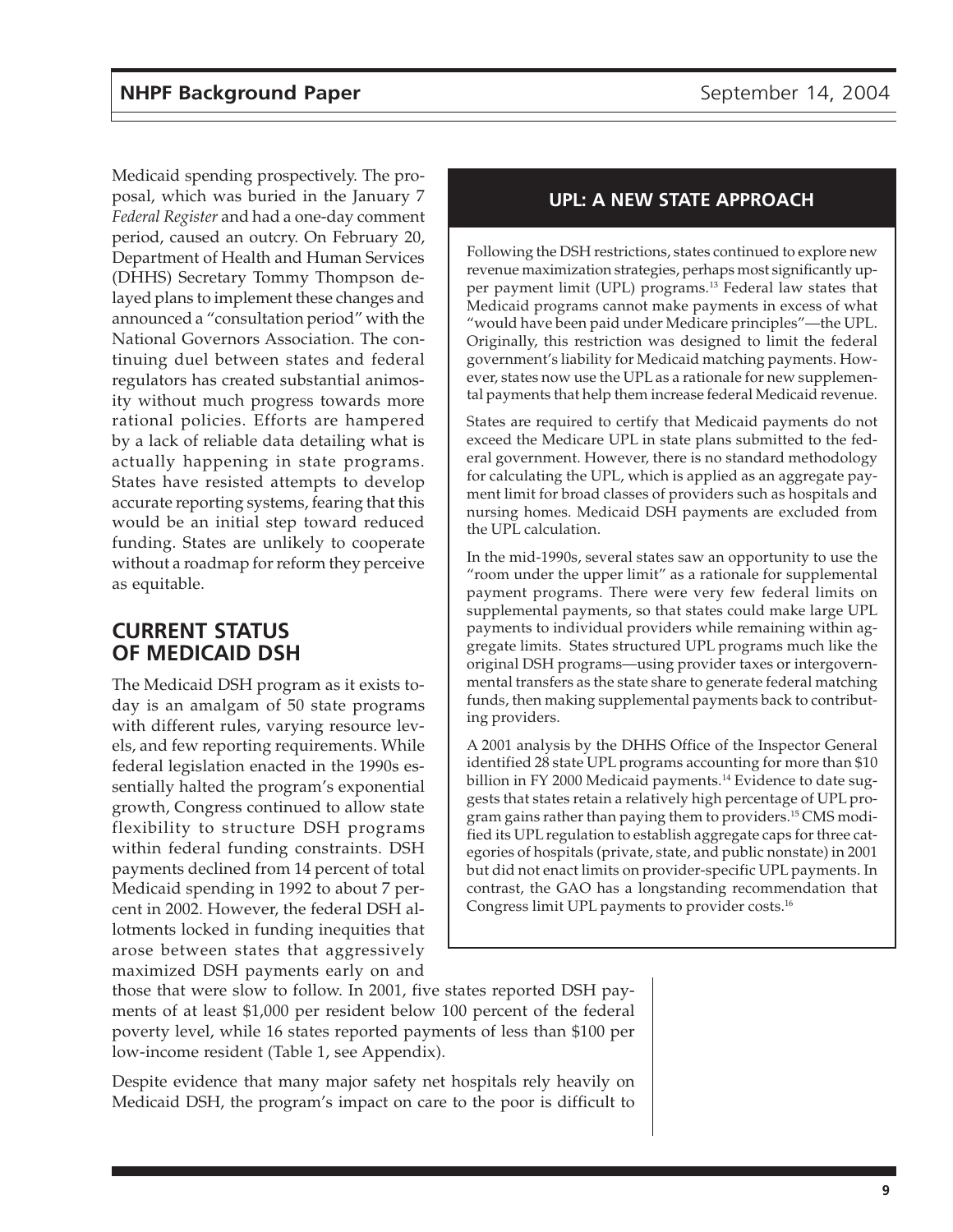Medicaid spending prospectively. The proposal, which was buried in the January 7 *Federal Register* and had a one-day comment period, caused an outcry. On February 20, Department of Health and Human Services (DHHS) Secretary Tommy Thompson delayed plans to implement these changes and announced a "consultation period" with the National Governors Association. The continuing duel between states and federal regulators has created substantial animosity without much progress towards more rational policies. Efforts are hampered by a lack of reliable data detailing what is actually happening in state programs. States have resisted attempts to develop accurate reporting systems, fearing that this would be an initial step toward reduced funding. States are unlikely to cooperate without a roadmap for reform they perceive as equitable.

## CURRENT STATUS OF MEDICAID DSH

The Medicaid DSH program as it exists today is an amalgam of 50 state programs with different rules, varying resource levels, and few reporting requirements. While federal legislation enacted in the 1990s essentially halted the program's exponential growth, Congress continued to allow state flexibility to structure DSH programs within federal funding constraints. DSH payments declined from 14 percent of total Medicaid spending in 1992 to about 7 percent in 2002. However, the federal DSH allotments locked in funding inequities that arose between states that aggressively maximized DSH payments early on and those that were slow to follow. In 2001, five states reported DSH payments of at least $1,000 per resident below 100 percent of the federal poverty level, while 16 states reported payments of less than $100 per low-income resident (Table 1, see Appendix).

Despite evidence that many major safety net hospitals rely heavily on Medicaid DSH, the program's impact on care to the poor is difficult to

### UPL: A NEW STATE APPROACH

Following the DSH restrictions, states continued to explore new revenue maximization strategies, perhaps most significantly upper payment limit (UPL) programs.[13] Federal law states that Medicaid programs cannot make payments in excess of what "would have been paid under Medicare principles"—the UPL. Originally, this restriction was designed to limit the federal government's liability for Medicaid matching payments. However, states now use the UPL as a rationale for new supplemental payments that help them increase federal Medicaid revenue.

States are required to certify that Medicaid payments do not exceed the Medicare UPL in state plans submitted to the federal government. However, there is no standard methodology for calculating the UPL, which is applied as an aggregate payment limit for broad classes of providers such as hospitals and nursing homes. Medicaid DSH payments are excluded from the UPL calculation.

In the mid-1990s, several states saw an opportunity to use the "room under the upper limit" as a rationale for supplemental payment programs. There were very few federal limits on supplemental payments, so that states could make large UPL payments to individual providers while remaining within aggregate limits. States structured UPL programs much like the original DSH programs—using provider taxes or intergovernmental transfers as the state share to generate federal matching funds, then making supplemental payments back to contributing providers.

A 2001 analysis by the DHHS Office of the Inspector General identified 28 state UPL programs accounting for more than $10 billion in FY 2000 Medicaid payments.[14] Evidence to date suggests that states retain a relatively high percentage of UPL program gains rather than paying them to providers.[15] CMS modified its UPL regulation to establish aggregate caps for three categories of hospitals (private, state, and public nonstate) in 2001 but did not enact limits on provider-specific UPL payments. In contrast, the GAO has a longstanding recommendation that Congress limit UPL payments to provider costs.[16]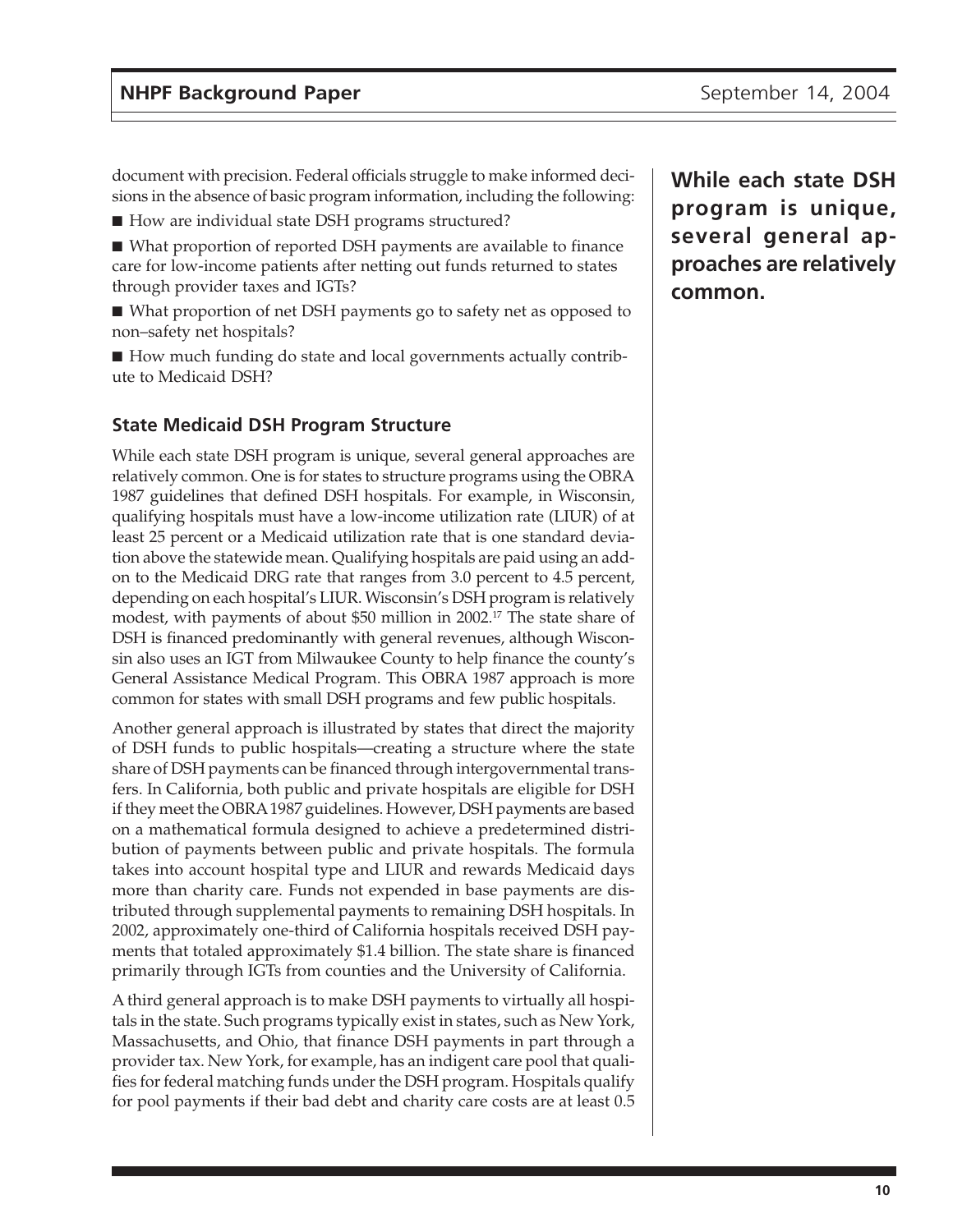document with precision. Federal officials struggle to make informed decisions in the absence of basic program information, including the following:

- How are individual state DSH programs structured?
- What proportion of reported DSH payments are available to finance care for low-income patients after netting out funds returned to states through provider taxes and IGTs?
- What proportion of net DSH payments go to safety net as opposed to non–safety net hospitals?
- How much funding do state and local governments actually contribute to Medicaid DSH?

**While each state DSH program is unique, several general approaches are relatively common.**

### State Medicaid DSH Program Structure

While each state DSH program is unique, several general approaches are relatively common. One is for states to structure programs using the OBRA 1987 guidelines that defined DSH hospitals. For example, in Wisconsin, qualifying hospitals must have a low-income utilization rate (LIUR) of at least 25 percent or a Medicaid utilization rate that is one standard deviation above the statewide mean. Qualifying hospitals are paid using an add-on to the Medicaid DRG rate that ranges from 3.0 percent to 4.5 percent, depending on each hospital's LIUR. Wisconsin's DSH program is relatively modest, with payments of about $50 million in 2002.[17] The state share of DSH is financed predominantly with general revenues, although Wisconsin also uses an IGT from Milwaukee County to help finance the county's General Assistance Medical Program. This OBRA 1987 approach is more common for states with small DSH programs and few public hospitals.

Another general approach is illustrated by states that direct the majority of DSH funds to public hospitals—creating a structure where the state share of DSH payments can be financed through intergovernmental transfers. In California, both public and private hospitals are eligible for DSH if they meet the OBRA 1987 guidelines. However, DSH payments are based on a mathematical formula designed to achieve a predetermined distribution of payments between public and private hospitals. The formula takes into account hospital type and LIUR and rewards Medicaid days more than charity care. Funds not expended in base payments are distributed through supplemental payments to remaining DSH hospitals. In 2002, approximately one-third of California hospitals received DSH payments that totaled approximately $1.4 billion. The state share is financed primarily through IGTs from counties and the University of California.

A third general approach is to make DSH payments to virtually all hospitals in the state. Such programs typically exist in states, such as New York, Massachusetts, and Ohio, that finance DSH payments in part through a provider tax. New York, for example, has an indigent care pool that qualifies for federal matching funds under the DSH program. Hospitals qualify for pool payments if their bad debt and charity care costs are at least 0.5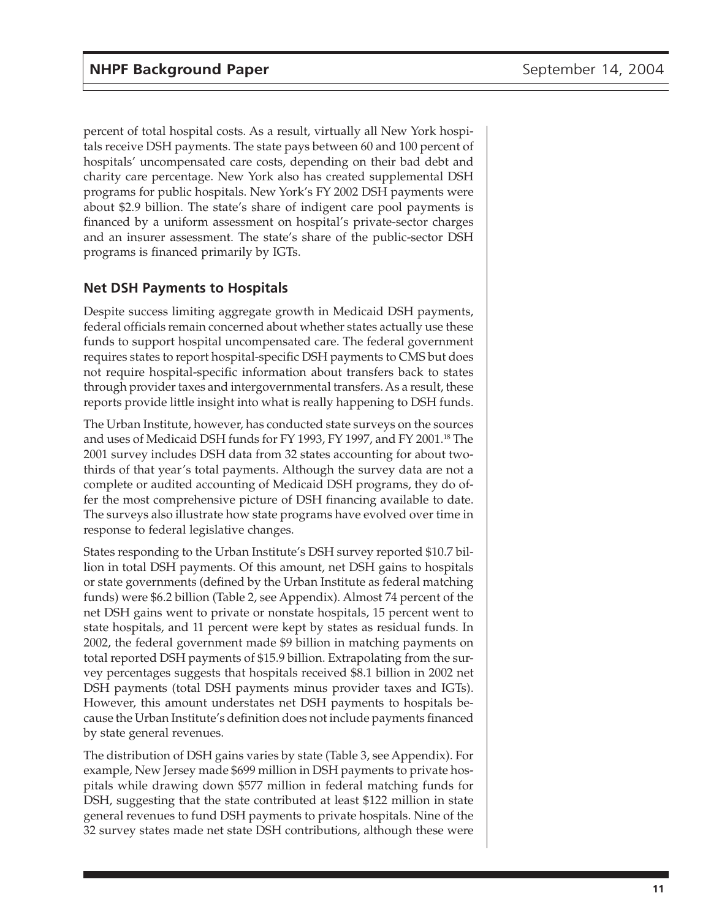percent of total hospital costs. As a result, virtually all New York hospitals receive DSH payments. The state pays between 60 and 100 percent of hospitals' uncompensated care costs, depending on their bad debt and charity care percentage. New York also has created supplemental DSH programs for public hospitals. New York's FY 2002 DSH payments were about $2.9 billion. The state's share of indigent care pool payments is financed by a uniform assessment on hospital's private-sector charges and an insurer assessment. The state's share of the public-sector DSH programs is financed primarily by IGTs.

### Net DSH Payments to Hospitals

Despite success limiting aggregate growth in Medicaid DSH payments, federal officials remain concerned about whether states actually use these funds to support hospital uncompensated care. The federal government requires states to report hospital-specific DSH payments to CMS but does not require hospital-specific information about transfers back to states through provider taxes and intergovernmental transfers. As a result, these reports provide little insight into what is really happening to DSH funds.

The Urban Institute, however, has conducted state surveys on the sources and uses of Medicaid DSH funds for FY 1993, FY 1997, and FY 2001.[18] The 2001 survey includes DSH data from 32 states accounting for about two-thirds of that year's total payments. Although the survey data are not a complete or audited accounting of Medicaid DSH programs, they do offer the most comprehensive picture of DSH financing available to date. The surveys also illustrate how state programs have evolved over time in response to federal legislative changes.

States responding to the Urban Institute's DSH survey reported $10.7 billion in total DSH payments. Of this amount, net DSH gains to hospitals or state governments (defined by the Urban Institute as federal matching funds) were $6.2 billion (Table 2, see Appendix). Almost 74 percent of the net DSH gains went to private or nonstate hospitals, 15 percent went to state hospitals, and 11 percent were kept by states as residual funds. In 2002, the federal government made $9 billion in matching payments on total reported DSH payments of $15.9 billion. Extrapolating from the survey percentages suggests that hospitals received $8.1 billion in 2002 net DSH payments (total DSH payments minus provider taxes and IGTs). However, this amount understates net DSH payments to hospitals because the Urban Institute's definition does not include payments financed by state general revenues.

The distribution of DSH gains varies by state (Table 3, see Appendix). For example, New Jersey made $699 million in DSH payments to private hospitals while drawing down $577 million in federal matching funds for DSH, suggesting that the state contributed at least $122 million in state general revenues to fund DSH payments to private hospitals. Nine of the 32 survey states made net state DSH contributions, although these were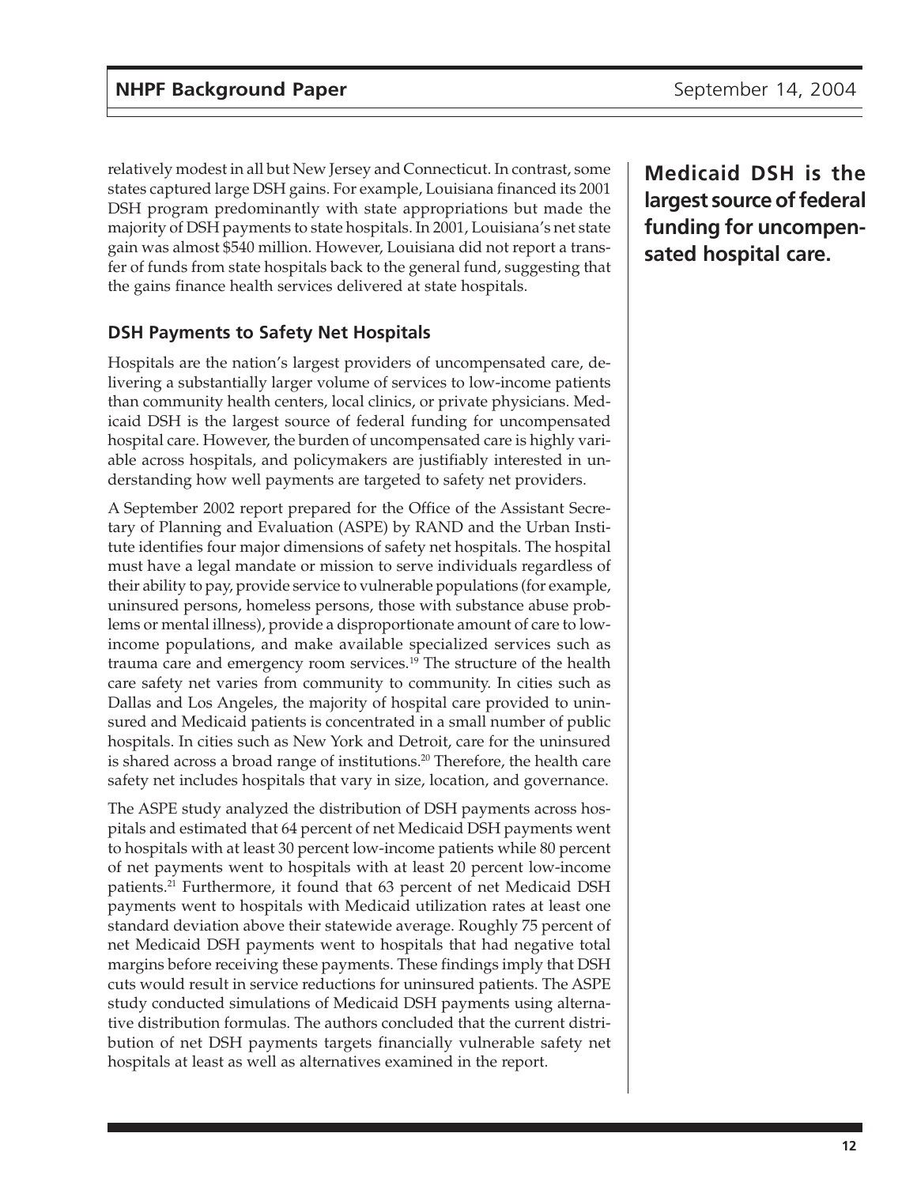relatively modest in all but New Jersey and Connecticut. In contrast, some states captured large DSH gains. For example, Louisiana financed its 2001 DSH program predominantly with state appropriations but made the majority of DSH payments to state hospitals. In 2001, Louisiana's net state gain was almost $540 million. However, Louisiana did not report a transfer of funds from state hospitals back to the general fund, suggesting that the gains finance health services delivered at state hospitals.

**Medicaid DSH is the largest source of federal funding for uncompensated hospital care.**

### DSH Payments to Safety Net Hospitals

Hospitals are the nation's largest providers of uncompensated care, delivering a substantially larger volume of services to low-income patients than community health centers, local clinics, or private physicians. Medicaid DSH is the largest source of federal funding for uncompensated hospital care. However, the burden of uncompensated care is highly variable across hospitals, and policymakers are justifiably interested in understanding how well payments are targeted to safety net providers.

A September 2002 report prepared for the Office of the Assistant Secretary of Planning and Evaluation (ASPE) by RAND and the Urban Institute identifies four major dimensions of safety net hospitals. The hospital must have a legal mandate or mission to serve individuals regardless of their ability to pay, provide service to vulnerable populations (for example, uninsured persons, homeless persons, those with substance abuse problems or mental illness), provide a disproportionate amount of care to low-income populations, and make available specialized services such as trauma care and emergency room services.[19] The structure of the health care safety net varies from community to community. In cities such as Dallas and Los Angeles, the majority of hospital care provided to uninsured and Medicaid patients is concentrated in a small number of public hospitals. In cities such as New York and Detroit, care for the uninsured is shared across a broad range of institutions.[20] Therefore, the health care safety net includes hospitals that vary in size, location, and governance.

The ASPE study analyzed the distribution of DSH payments across hospitals and estimated that 64 percent of net Medicaid DSH payments went to hospitals with at least 30 percent low-income patients while 80 percent of net payments went to hospitals with at least 20 percent low-income patients.[21] Furthermore, it found that 63 percent of net Medicaid DSH payments went to hospitals with Medicaid utilization rates at least one standard deviation above their statewide average. Roughly 75 percent of net Medicaid DSH payments went to hospitals that had negative total margins before receiving these payments. These findings imply that DSH cuts would result in service reductions for uninsured patients. The ASPE study conducted simulations of Medicaid DSH payments using alternative distribution formulas. The authors concluded that the current distribution of net DSH payments targets financially vulnerable safety net hospitals at least as well as alternatives examined in the report.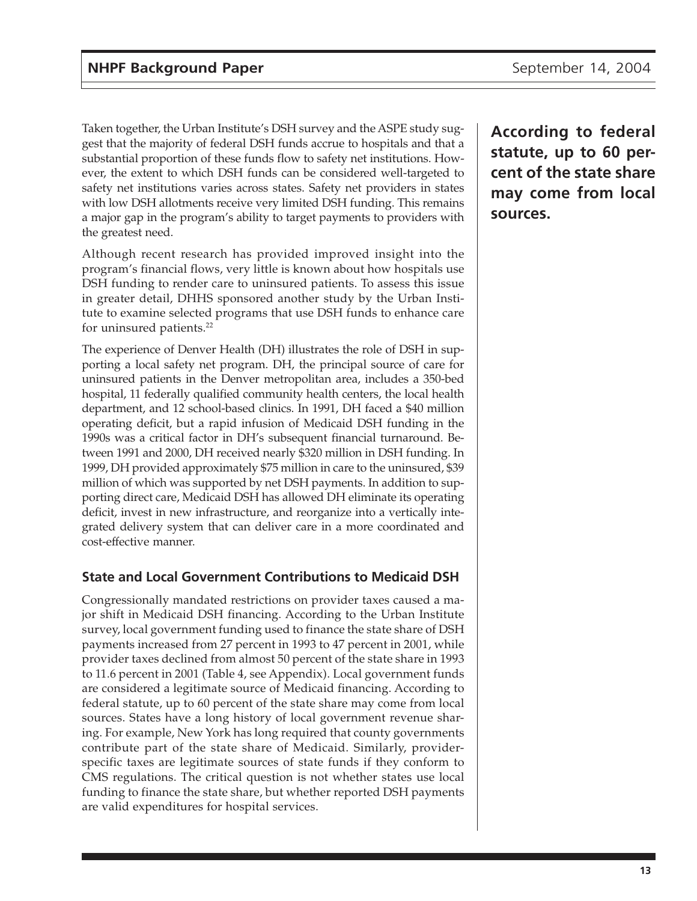Taken together, the Urban Institute's DSH survey and the ASPE study suggest that the majority of federal DSH funds accrue to hospitals and that a substantial proportion of these funds flow to safety net institutions. However, the extent to which DSH funds can be considered well-targeted to safety net institutions varies across states. Safety net providers in states with low DSH allotments receive very limited DSH funding. This remains a major gap in the program's ability to target payments to providers with the greatest need.

Although recent research has provided improved insight into the program's financial flows, very little is known about how hospitals use DSH funding to render care to uninsured patients. To assess this issue in greater detail, DHHS sponsored another study by the Urban Institute to examine selected programs that use DSH funds to enhance care for uninsured patients.[22]

The experience of Denver Health (DH) illustrates the role of DSH in supporting a local safety net program. DH, the principal source of care for uninsured patients in the Denver metropolitan area, includes a 350-bed hospital, 11 federally qualified community health centers, the local health department, and 12 school-based clinics. In 1991, DH faced a $40 million operating deficit, but a rapid infusion of Medicaid DSH funding in the 1990s was a critical factor in DH's subsequent financial turnaround. Between 1991 and 2000, DH received nearly $320 million in DSH funding. In 1999, DH provided approximately $75 million in care to the uninsured, $39 million of which was supported by net DSH payments. In addition to supporting direct care, Medicaid DSH has allowed DH eliminate its operating deficit, invest in new infrastructure, and reorganize into a vertically integrated delivery system that can deliver care in a more coordinated and cost-effective manner.

### State and Local Government Contributions to Medicaid DSH

Congressionally mandated restrictions on provider taxes caused a major shift in Medicaid DSH financing. According to the Urban Institute survey, local government funding used to finance the state share of DSH payments increased from 27 percent in 1993 to 47 percent in 2001, while provider taxes declined from almost 50 percent of the state share in 1993 to 11.6 percent in 2001 (Table 4, see Appendix). Local government funds are considered a legitimate source of Medicaid financing. According to federal statute, up to 60 percent of the state share may come from local sources. States have a long history of local government revenue sharing. For example, New York has long required that county governments contribute part of the state share of Medicaid. Similarly, provider-specific taxes are legitimate sources of state funds if they conform to CMS regulations. The critical question is not whether states use local funding to finance the state share, but whether reported DSH payments are valid expenditures for hospital services.

**According to federal statute, up to 60 percent of the state share may come from local sources.**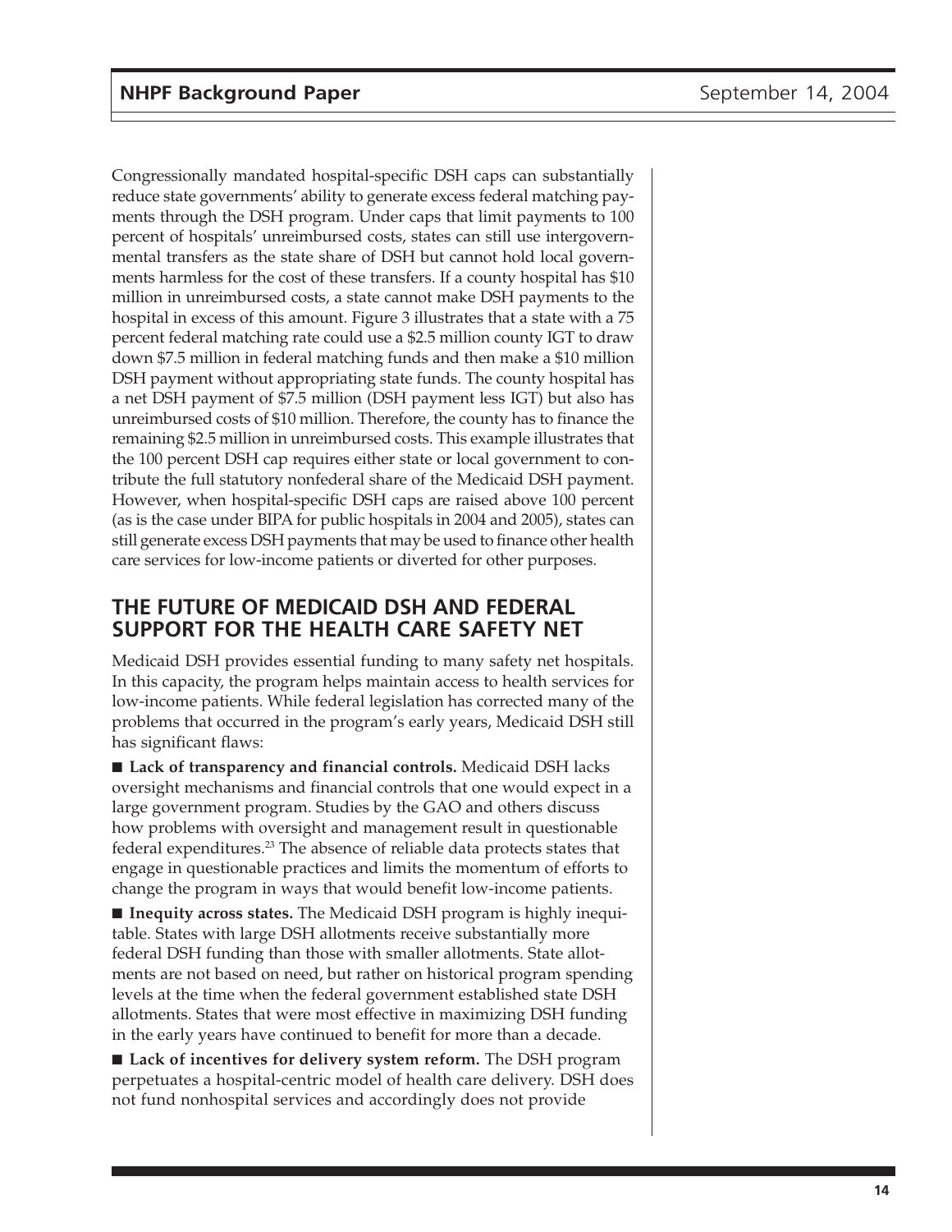Congressionally mandated hospital-specific DSH caps can substantially reduce state governments' ability to generate excess federal matching payments through the DSH program. Under caps that limit payments to 100 percent of hospitals' unreimbursed costs, states can still use intergovernmental transfers as the state share of DSH but cannot hold local governments harmless for the cost of these transfers. If a county hospital has $10 million in unreimbursed costs, a state cannot make DSH payments to the hospital in excess of this amount. Figure 3 illustrates that a state with a 75 percent federal matching rate could use a $2.5 million county IGT to draw down $7.5 million in federal matching funds and then make a $10 million DSH payment without appropriating state funds. The county hospital has a net DSH payment of $7.5 million (DSH payment less IGT) but also has unreimbursed costs of $10 million. Therefore, the county has to finance the remaining $2.5 million in unreimbursed costs. This example illustrates that the 100 percent DSH cap requires either state or local government to contribute the full statutory nonfederal share of the Medicaid DSH payment. However, when hospital-specific DSH caps are raised above 100 percent (as is the case under BIPA for public hospitals in 2004 and 2005), states can still generate excess DSH payments that may be used to finance other health care services for low-income patients or diverted for other purposes.

## THE FUTURE OF MEDICAID DSH AND FEDERAL SUPPORT FOR THE HEALTH CARE SAFETY NET

Medicaid DSH provides essential funding to many safety net hospitals. In this capacity, the program helps maintain access to health services for low-income patients. While federal legislation has corrected many of the problems that occurred in the program's early years, Medicaid DSH still has significant flaws:

- **Lack of transparency and financial controls.** Medicaid DSH lacks oversight mechanisms and financial controls that one would expect in a large government program. Studies by the GAO and others discuss how problems with oversight and management result in questionable federal expenditures.[23] The absence of reliable data protects states that engage in questionable practices and limits the momentum of efforts to change the program in ways that would benefit low-income patients.

- **Inequity across states.** The Medicaid DSH program is highly inequitable. States with large DSH allotments receive substantially more federal DSH funding than those with smaller allotments. State allotments are not based on need, but rather on historical program spending levels at the time when the federal government established state DSH allotments. States that were most effective in maximizing DSH funding in the early years have continued to benefit for more than a decade.

- **Lack of incentives for delivery system reform.** The DSH program perpetuates a hospital-centric model of health care delivery. DSH does not fund nonhospital services and accordingly does not provide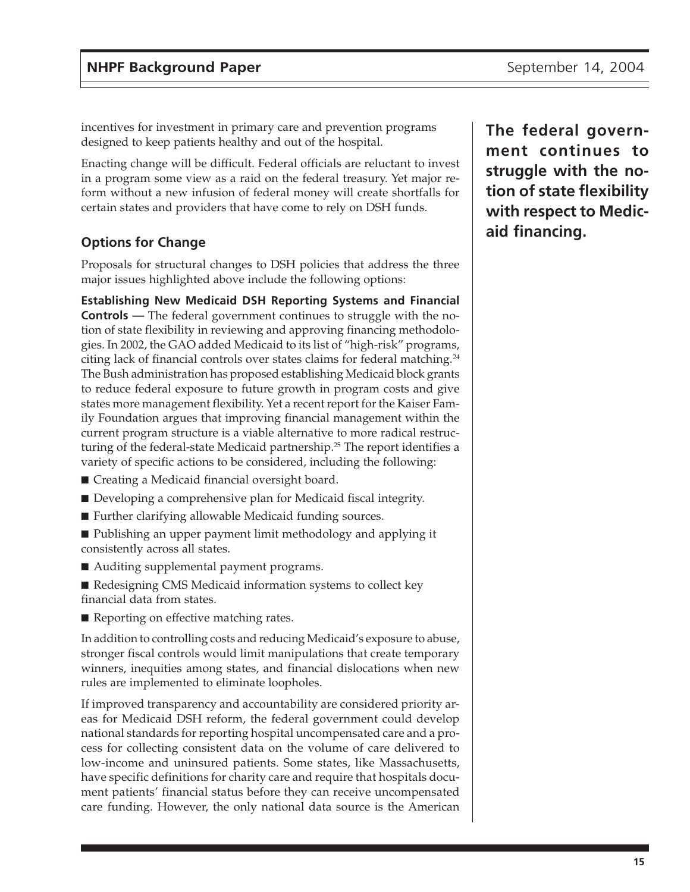incentives for investment in primary care and prevention programs designed to keep patients healthy and out of the hospital.

Enacting change will be difficult. Federal officials are reluctant to invest in a program some view as a raid on the federal treasury. Yet major reform without a new infusion of federal money will create shortfalls for certain states and providers that have come to rely on DSH funds.

**The federal government continues to struggle with the notion of state flexibility with respect to Medicaid financing.**

## Options for Change

Proposals for structural changes to DSH policies that address the three major issues highlighted above include the following options:

**Establishing New Medicaid DSH Reporting Systems and Financial Controls —** The federal government continues to struggle with the notion of state flexibility in reviewing and approving financing methodologies. In 2002, the GAO added Medicaid to its list of "high-risk" programs, citing lack of financial controls over states claims for federal matching.[24] The Bush administration has proposed establishing Medicaid block grants to reduce federal exposure to future growth in program costs and give states more management flexibility. Yet a recent report for the Kaiser Family Foundation argues that improving financial management within the current program structure is a viable alternative to more radical restructuring of the federal-state Medicaid partnership.[25] The report identifies a variety of specific actions to be considered, including the following:

- Creating a Medicaid financial oversight board.
- Developing a comprehensive plan for Medicaid fiscal integrity.
- Further clarifying allowable Medicaid funding sources.
- Publishing an upper payment limit methodology and applying it consistently across all states.
- Auditing supplemental payment programs.
- Redesigning CMS Medicaid information systems to collect key financial data from states.
- Reporting on effective matching rates.

In addition to controlling costs and reducing Medicaid's exposure to abuse, stronger fiscal controls would limit manipulations that create temporary winners, inequities among states, and financial dislocations when new rules are implemented to eliminate loopholes.

If improved transparency and accountability are considered priority areas for Medicaid DSH reform, the federal government could develop national standards for reporting hospital uncompensated care and a process for collecting consistent data on the volume of care delivered to low-income and uninsured patients. Some states, like Massachusetts, have specific definitions for charity care and require that hospitals document patients' financial status before they can receive uncompensated care funding. However, the only national data source is the American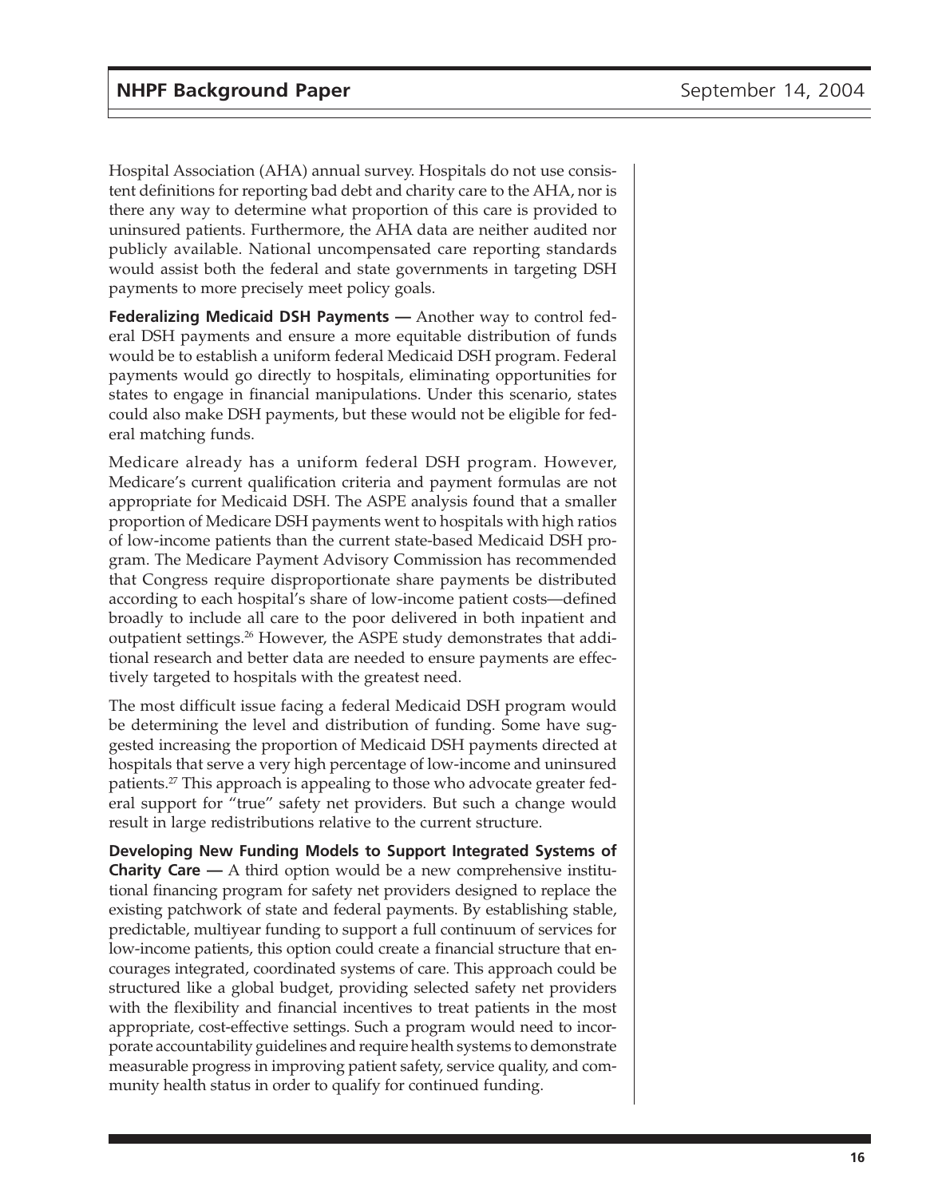Hospital Association (AHA) annual survey. Hospitals do not use consistent definitions for reporting bad debt and charity care to the AHA, nor is there any way to determine what proportion of this care is provided to uninsured patients. Furthermore, the AHA data are neither audited nor publicly available. National uncompensated care reporting standards would assist both the federal and state governments in targeting DSH payments to more precisely meet policy goals.

**Federalizing Medicaid DSH Payments —** Another way to control federal DSH payments and ensure a more equitable distribution of funds would be to establish a uniform federal Medicaid DSH program. Federal payments would go directly to hospitals, eliminating opportunities for states to engage in financial manipulations. Under this scenario, states could also make DSH payments, but these would not be eligible for federal matching funds.

Medicare already has a uniform federal DSH program. However, Medicare's current qualification criteria and payment formulas are not appropriate for Medicaid DSH. The ASPE analysis found that a smaller proportion of Medicare DSH payments went to hospitals with high ratios of low-income patients than the current state-based Medicaid DSH program. The Medicare Payment Advisory Commission has recommended that Congress require disproportionate share payments be distributed according to each hospital's share of low-income patient costs—defined broadly to include all care to the poor delivered in both inpatient and outpatient settings.[26] However, the ASPE study demonstrates that additional research and better data are needed to ensure payments are effectively targeted to hospitals with the greatest need.

The most difficult issue facing a federal Medicaid DSH program would be determining the level and distribution of funding. Some have suggested increasing the proportion of Medicaid DSH payments directed at hospitals that serve a very high percentage of low-income and uninsured patients.[27] This approach is appealing to those who advocate greater federal support for "true" safety net providers. But such a change would result in large redistributions relative to the current structure.

**Developing New Funding Models to Support Integrated Systems of Charity Care —** A third option would be a new comprehensive institutional financing program for safety net providers designed to replace the existing patchwork of state and federal payments. By establishing stable, predictable, multiyear funding to support a full continuum of services for low-income patients, this option could create a financial structure that encourages integrated, coordinated systems of care. This approach could be structured like a global budget, providing selected safety net providers with the flexibility and financial incentives to treat patients in the most appropriate, cost-effective settings. Such a program would need to incorporate accountability guidelines and require health systems to demonstrate measurable progress in improving patient safety, service quality, and community health status in order to qualify for continued funding.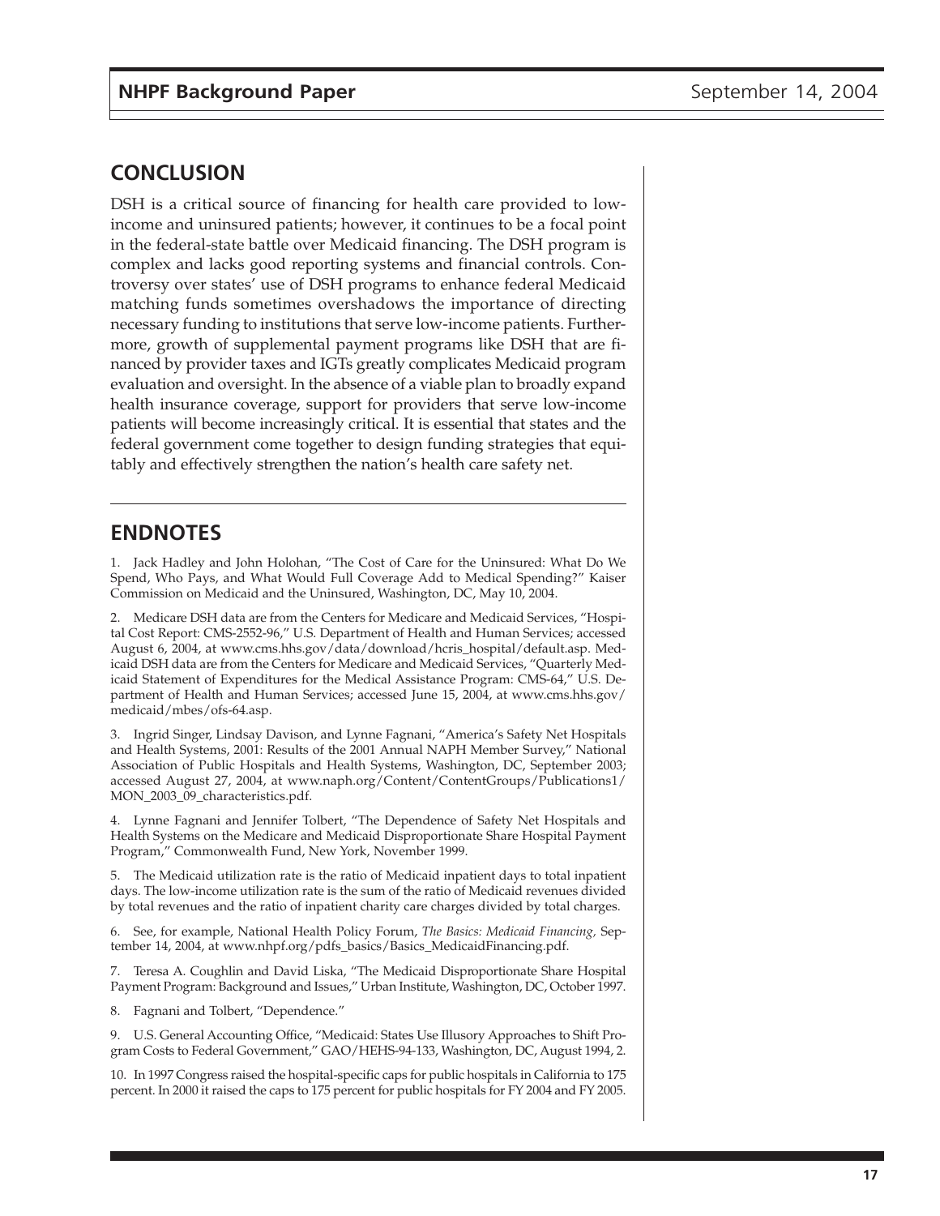## CONCLUSION

DSH is a critical source of financing for health care provided to low-income and uninsured patients; however, it continues to be a focal point in the federal-state battle over Medicaid financing. The DSH program is complex and lacks good reporting systems and financial controls. Controversy over states' use of DSH programs to enhance federal Medicaid matching funds sometimes overshadows the importance of directing necessary funding to institutions that serve low-income patients. Furthermore, growth of supplemental payment programs like DSH that are financed by provider taxes and IGTs greatly complicates Medicaid program evaluation and oversight. In the absence of a viable plan to broadly expand health insurance coverage, support for providers that serve low-income patients will become increasingly critical. It is essential that states and the federal government come together to design funding strategies that equitably and effectively strengthen the nation's health care safety net.

## ENDNOTES

1. Jack Hadley and John Holohan, "The Cost of Care for the Uninsured: What Do We Spend, Who Pays, and What Would Full Coverage Add to Medical Spending?" Kaiser Commission on Medicaid and the Uninsured, Washington, DC, May 10, 2004.

2. Medicare DSH data are from the Centers for Medicare and Medicaid Services, "Hospital Cost Report: CMS-2552-96," U.S. Department of Health and Human Services; accessed August 6, 2004, at www.cms.hhs.gov/data/download/hcris_hospital/default.asp. Medicaid DSH data are from the Centers for Medicare and Medicaid Services, "Quarterly Medicaid Statement of Expenditures for the Medical Assistance Program: CMS-64," U.S. Department of Health and Human Services; accessed June 15, 2004, at www.cms.hhs.gov/medicaid/mbes/ofs-64.asp.

3. Ingrid Singer, Lindsay Davison, and Lynne Fagnani, "America's Safety Net Hospitals and Health Systems, 2001: Results of the 2001 Annual NAPH Member Survey," National Association of Public Hospitals and Health Systems, Washington, DC, September 2003; accessed August 27, 2004, at www.naph.org/Content/ContentGroups/Publications1/MON_2003_09_characteristics.pdf.

4. Lynne Fagnani and Jennifer Tolbert, "The Dependence of Safety Net Hospitals and Health Systems on the Medicare and Medicaid Disproportionate Share Hospital Payment Program," Commonwealth Fund, New York, November 1999.

5. The Medicaid utilization rate is the ratio of Medicaid inpatient days to total inpatient days. The low-income utilization rate is the sum of the ratio of Medicaid revenues divided by total revenues and the ratio of inpatient charity care charges divided by total charges.

6. See, for example, National Health Policy Forum, *The Basics: Medicaid Financing,* September 14, 2004, at www.nhpf.org/pdfs_basics/Basics_MedicaidFinancing.pdf.

7. Teresa A. Coughlin and David Liska, "The Medicaid Disproportionate Share Hospital Payment Program: Background and Issues," Urban Institute, Washington, DC, October 1997.

8. Fagnani and Tolbert, "Dependence."

9. U.S. General Accounting Office, "Medicaid: States Use Illusory Approaches to Shift Program Costs to Federal Government," GAO/HEHS-94-133, Washington, DC, August 1994, 2.

10. In 1997 Congress raised the hospital-specific caps for public hospitals in California to 175 percent. In 2000 it raised the caps to 175 percent for public hospitals for FY 2004 and FY 2005.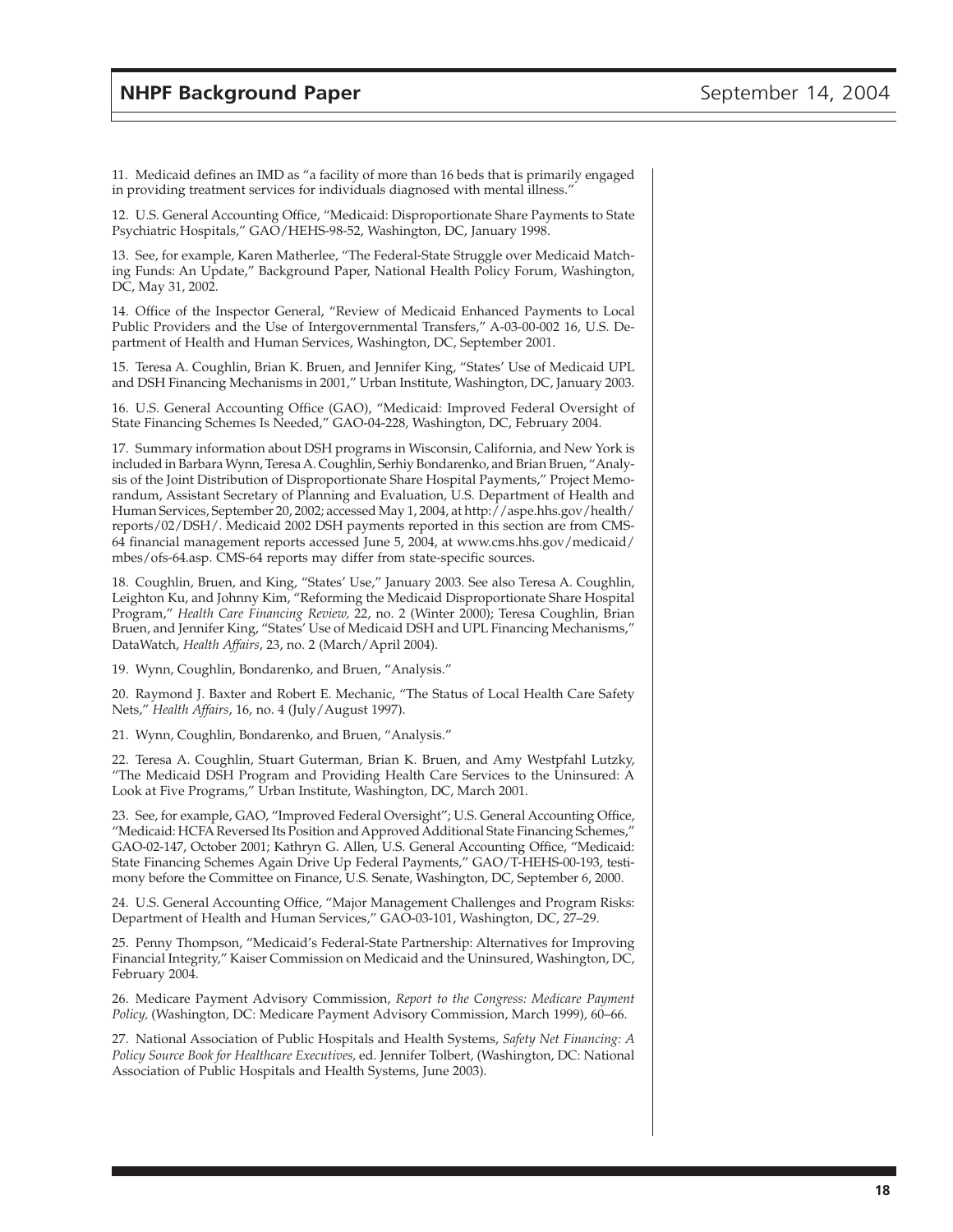11. Medicaid defines an IMD as "a facility of more than 16 beds that is primarily engaged in providing treatment services for individuals diagnosed with mental illness."

12. U.S. General Accounting Office, "Medicaid: Disproportionate Share Payments to State Psychiatric Hospitals," GAO/HEHS-98-52, Washington, DC, January 1998.

13. See, for example, Karen Matherlee, "The Federal-State Struggle over Medicaid Matching Funds: An Update," Background Paper, National Health Policy Forum, Washington, DC, May 31, 2002.

14. Office of the Inspector General, "Review of Medicaid Enhanced Payments to Local Public Providers and the Use of Intergovernmental Transfers," A-03-00-002 16, U.S. Department of Health and Human Services, Washington, DC, September 2001.

15. Teresa A. Coughlin, Brian K. Bruen, and Jennifer King, "States' Use of Medicaid UPL and DSH Financing Mechanisms in 2001," Urban Institute, Washington, DC, January 2003.

16. U.S. General Accounting Office (GAO), "Medicaid: Improved Federal Oversight of State Financing Schemes Is Needed," GAO-04-228, Washington, DC, February 2004.

17. Summary information about DSH programs in Wisconsin, California, and New York is included in Barbara Wynn, Teresa A. Coughlin, Serhiy Bondarenko, and Brian Bruen, "Analysis of the Joint Distribution of Disproportionate Share Hospital Payments," Project Memorandum, Assistant Secretary of Planning and Evaluation, U.S. Department of Health and Human Services, September 20, 2002; accessed May 1, 2004, at http://aspe.hhs.gov/health/reports/02/DSH/. Medicaid 2002 DSH payments reported in this section are from CMS-64 financial management reports accessed June 5, 2004, at www.cms.hhs.gov/medicaid/mbes/ofs-64.asp. CMS-64 reports may differ from state-specific sources.

18. Coughlin, Bruen, and King, "States' Use," January 2003. See also Teresa A. Coughlin, Leighton Ku, and Johnny Kim, "Reforming the Medicaid Disproportionate Share Hospital Program," *Health Care Financing Review,* 22, no. 2 (Winter 2000); Teresa Coughlin, Brian Bruen, and Jennifer King, "States' Use of Medicaid DSH and UPL Financing Mechanisms," DataWatch, *Health Affairs*, 23, no. 2 (March/April 2004).

19. Wynn, Coughlin, Bondarenko, and Bruen, "Analysis."

20. Raymond J. Baxter and Robert E. Mechanic, "The Status of Local Health Care Safety Nets," *Health Affairs*, 16, no. 4 (July/August 1997).

21. Wynn, Coughlin, Bondarenko, and Bruen, "Analysis."

22. Teresa A. Coughlin, Stuart Guterman, Brian K. Bruen, and Amy Westpfahl Lutzky, "The Medicaid DSH Program and Providing Health Care Services to the Uninsured: A Look at Five Programs," Urban Institute, Washington, DC, March 2001.

23. See, for example, GAO, "Improved Federal Oversight"; U.S. General Accounting Office, "Medicaid: HCFA Reversed Its Position and Approved Additional State Financing Schemes," GAO-02-147, October 2001; Kathryn G. Allen, U.S. General Accounting Office, "Medicaid: State Financing Schemes Again Drive Up Federal Payments," GAO/T-HEHS-00-193, testimony before the Committee on Finance, U.S. Senate, Washington, DC, September 6, 2000.

24. U.S. General Accounting Office, "Major Management Challenges and Program Risks: Department of Health and Human Services," GAO-03-101, Washington, DC, 27–29.

25. Penny Thompson, "Medicaid's Federal-State Partnership: Alternatives for Improving Financial Integrity," Kaiser Commission on Medicaid and the Uninsured, Washington, DC, February 2004.

26. Medicare Payment Advisory Commission, *Report to the Congress: Medicare Payment Policy,* (Washington, DC: Medicare Payment Advisory Commission, March 1999), 60–66.

27. National Association of Public Hospitals and Health Systems, *Safety Net Financing: A Policy Source Book for Healthcare Executives,* ed. Jennifer Tolbert, (Washington, DC: National Association of Public Hospitals and Health Systems, June 2003).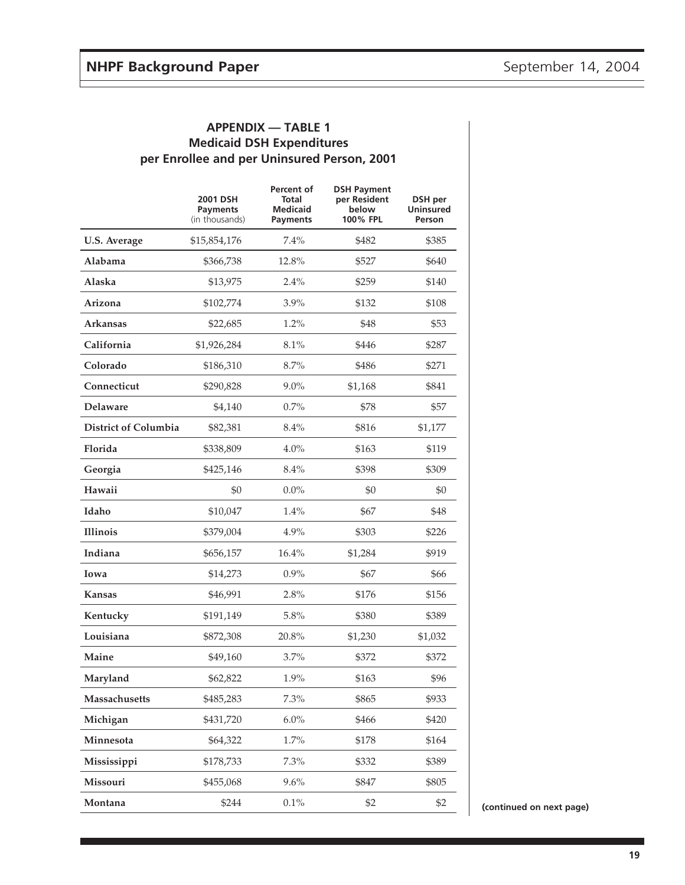## APPENDIX — TABLE 1
## Medicaid DSH Expenditures per Enrollee and per Uninsured Person, 2001

| | 2001 DSH Payments (in thousands) | Percent of Total Medicaid Payments | DSH Payment per Resident below 100% FPL | DSH per Uninsured Person |
|---|---|---|---|---|
| **U.S. Average** | $15,854,176 | 7.4% | $482 | $385 |
| **Alabama** | $366,738 | 12.8% | $527 | $640 |
| **Alaska** | $13,975 | 2.4% | $259 | $140 |
| **Arizona** | $102,774 | 3.9% | $132 | $108 |
| **Arkansas** | $22,685 | 1.2% | $48 | $53 |
| **California** | $1,926,284 | 8.1% | $446 | $287 |
| **Colorado** | $186,310 | 8.7% | $486 | $271 |
| **Connecticut** | $290,828 | 9.0% | $1,168 | $841 |
| **Delaware** | $4,140 | 0.7% | $78 | $57 |
| **District of Columbia** | $82,381 | 8.4% | $816 | $1,177 |
| **Florida** | $338,809 | 4.0% | $163 | $119 |
| **Georgia** | $425,146 | 8.4% | $398 | $309 |
| **Hawaii** | $0 | 0.0% | $0 | $0 |
| **Idaho** | $10,047 | 1.4% | $67 | $48 |
| **Illinois** | $379,004 | 4.9% | $303 | $226 |
| **Indiana** | $656,157 | 16.4% | $1,284 | $919 |
| **Iowa** | $14,273 | 0.9% | $67 | $66 |
| **Kansas** | $46,991 | 2.8% | $176 | $156 |
| **Kentucky** | $191,149 | 5.8% | $380 | $389 |
| **Louisiana** | $872,308 | 20.8% | $1,230 | $1,032 |
| **Maine** | $49,160 | 3.7% | $372 | $372 |
| **Maryland** | $62,822 | 1.9% | $163 | $96 |
| **Massachusetts** | $485,283 | 7.3% | $865 | $933 |
| **Michigan** | $431,720 | 6.0% | $466 | $420 |
| **Minnesota** | $64,322 | 1.7% | $178 | $164 |
| **Mississippi** | $178,733 | 7.3% | $332 | $389 |
| **Missouri** | $455,068 | 9.6% | $847 | $805 |
| **Montana** | $244 | 0.1% | $2 | $2 |

**(continued on next page)**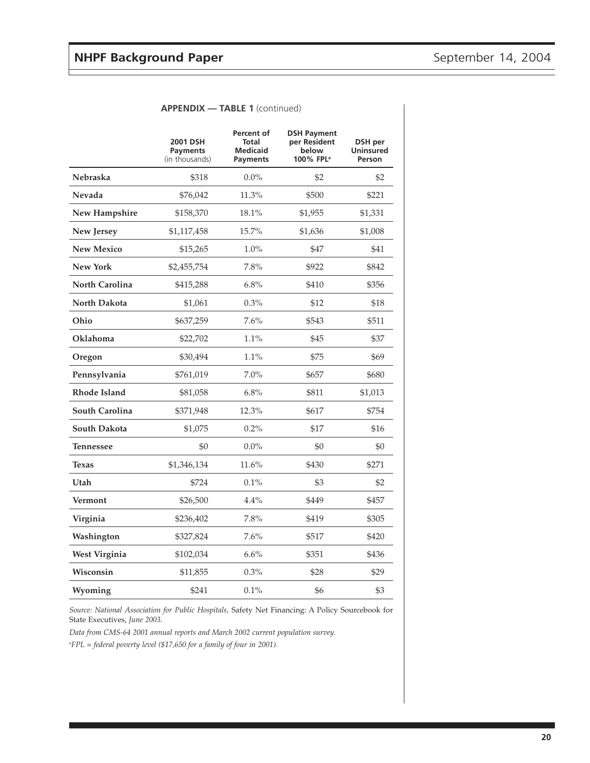**APPENDIX — TABLE 1** (continued)

| | 2001 DSH Payments (in thousands) | Percent of Total Medicaid Payments | DSH Payment per Resident below 100% FPL[a] | DSH per Uninsured Person |
|---|---|---|---|---|
| **Nebraska** | $318 | 0.0% | $2 | $2 |
| **Nevada** | $76,042 | 11.3% | $500 | $221 |
| **New Hampshire** | $158,370 | 18.1% | $1,955 | $1,331 |
| **New Jersey** | $1,117,458 | 15.7% | $1,636 | $1,008 |
| **New Mexico** | $15,265 | 1.0% | $47 | $41 |
| **New York** | $2,455,754 | 7.8% | $922 | $842 |
| **North Carolina** | $415,288 | 6.8% | $410 | $356 |
| **North Dakota** | $1,061 | 0.3% | $12 | $18 |
| **Ohio** | $637,259 | 7.6% | $543 | $511 |
| **Oklahoma** | $22,702 | 1.1% | $45 | $37 |
| **Oregon** | $30,494 | 1.1% | $75 | $69 |
| **Pennsylvania** | $761,019 | 7.0% | $657 | $680 |
| **Rhode Island** | $81,058 | 6.8% | $811 | $1,013 |
| **South Carolina** | $371,948 | 12.3% | $617 | $754 |
| **South Dakota** | $1,075 | 0.2% | $17 | $16 |
| **Tennessee** | $0 | 0.0% | $0 | $0 |
| **Texas** | $1,346,134 | 11.6% | $430 | $271 |
| **Utah** | $724 | 0.1% | $3 | $2 |
| **Vermont** | $26,500 | 4.4% | $449 | $457 |
| **Virginia** | $236,402 | 7.8% | $419 | $305 |
| **Washington** | $327,824 | 7.6% | $517 | $420 |
| **West Virginia** | $102,034 | 6.6% | $351 | $436 |
| **Wisconsin** | $11,855 | 0.3% | $28 | $29 |
| **Wyoming** | $241 | 0.1% | $6 | $3 |

*Source: National Association for Public Hospitals,* Safety Net Financing: A Policy Sourcebook for State Executives, *June 2003.*

*Data from CMS-64 2001 annual reports and March 2002 current population survey.*

[a]*FPL = federal poverty level ($17,650 for a family of four in 2001).*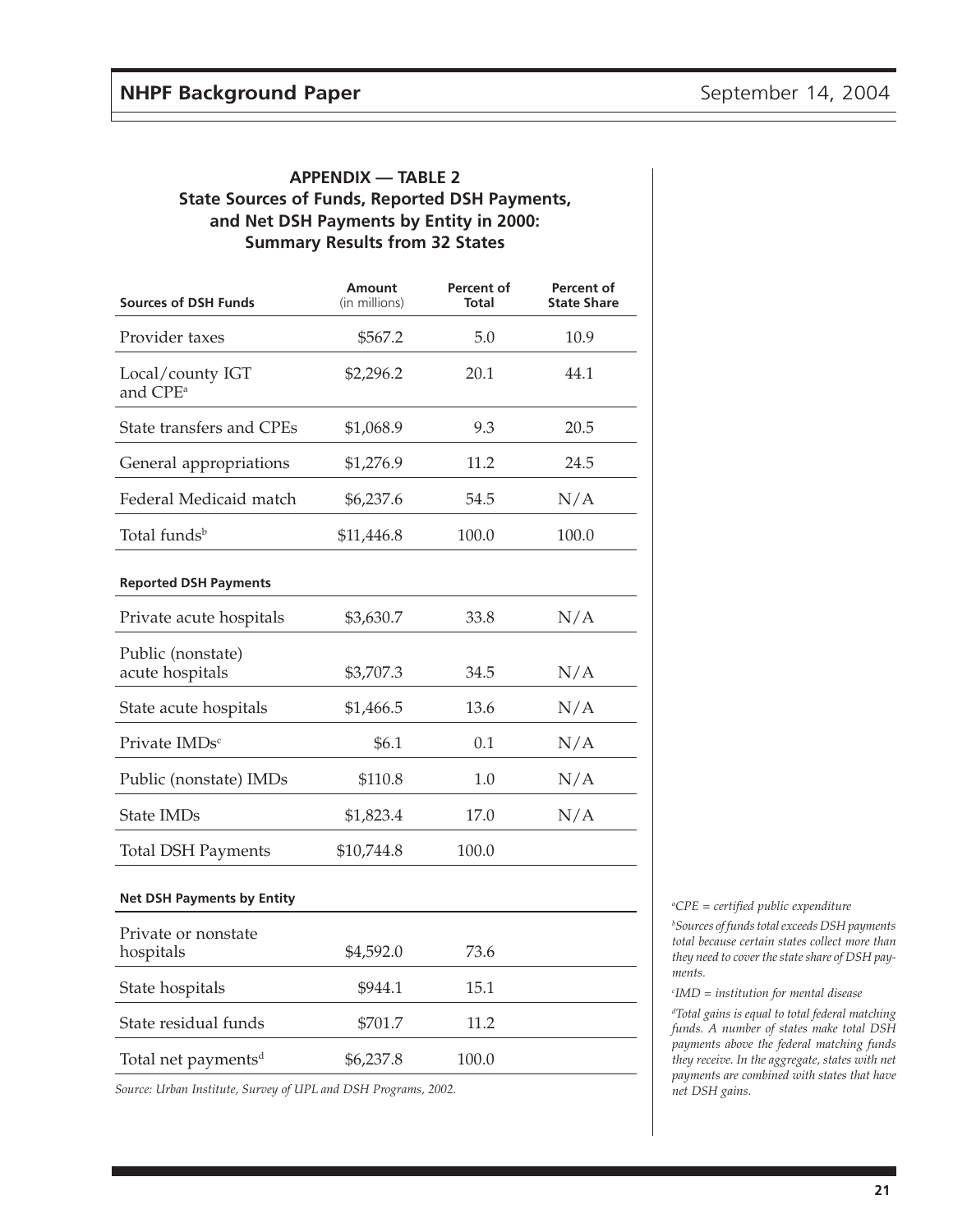### APPENDIX — TABLE 2
### State Sources of Funds, Reported DSH Payments, and Net DSH Payments by Entity in 2000: Summary Results from 32 States

| Sources of DSH Funds | Amount (in millions) | Percent of Total | Percent of State Share |
|---|---|---|---|
| Provider taxes | $567.2 | 5.0 | 10.9 |
| Local/county IGT and CPE[a] | $2,296.2 | 20.1 | 44.1 |
| State transfers and CPEs | $1,068.9 | 9.3 | 20.5 |
| General appropriations | $1,276.9 | 11.2 | 24.5 |
| Federal Medicaid match | $6,237.6 | 54.5 | N/A |
| Total funds[b] | $11,446.8 | 100.0 | 100.0 |
| **Reported DSH Payments** | | | |
| Private acute hospitals | $3,630.7 | 33.8 | N/A |
| Public (nonstate) acute hospitals | $3,707.3 | 34.5 | N/A |
| State acute hospitals | $1,466.5 | 13.6 | N/A |
| Private IMDs[c] | $6.1 | 0.1 | N/A |
| Public (nonstate) IMDs | $110.8 | 1.0 | N/A |
| State IMDs | $1,823.4 | 17.0 | N/A |
| Total DSH Payments | $10,744.8 | 100.0 | |
| **Net DSH Payments by Entity** | | | |
| Private or nonstate hospitals | $4,592.0 | 73.6 | |
| State hospitals | $944.1 | 15.1 | |
| State residual funds | $701.7 | 11.2 | |
| Total net payments[d] | $6,237.8 | 100.0 | |

*Source: Urban Institute, Survey of UPL and DSH Programs, 2002.*

*[a]CPE = certified public expenditure*

*[b]Sources of funds total exceeds DSH payments total because certain states collect more than they need to cover the state share of DSH payments.*

*[c]IMD = institution for mental disease*

*[d]Total gains is equal to total federal matching funds. A number of states make total DSH payments above the federal matching funds they receive. In the aggregate, states with net payments are combined with states that have net DSH gains.*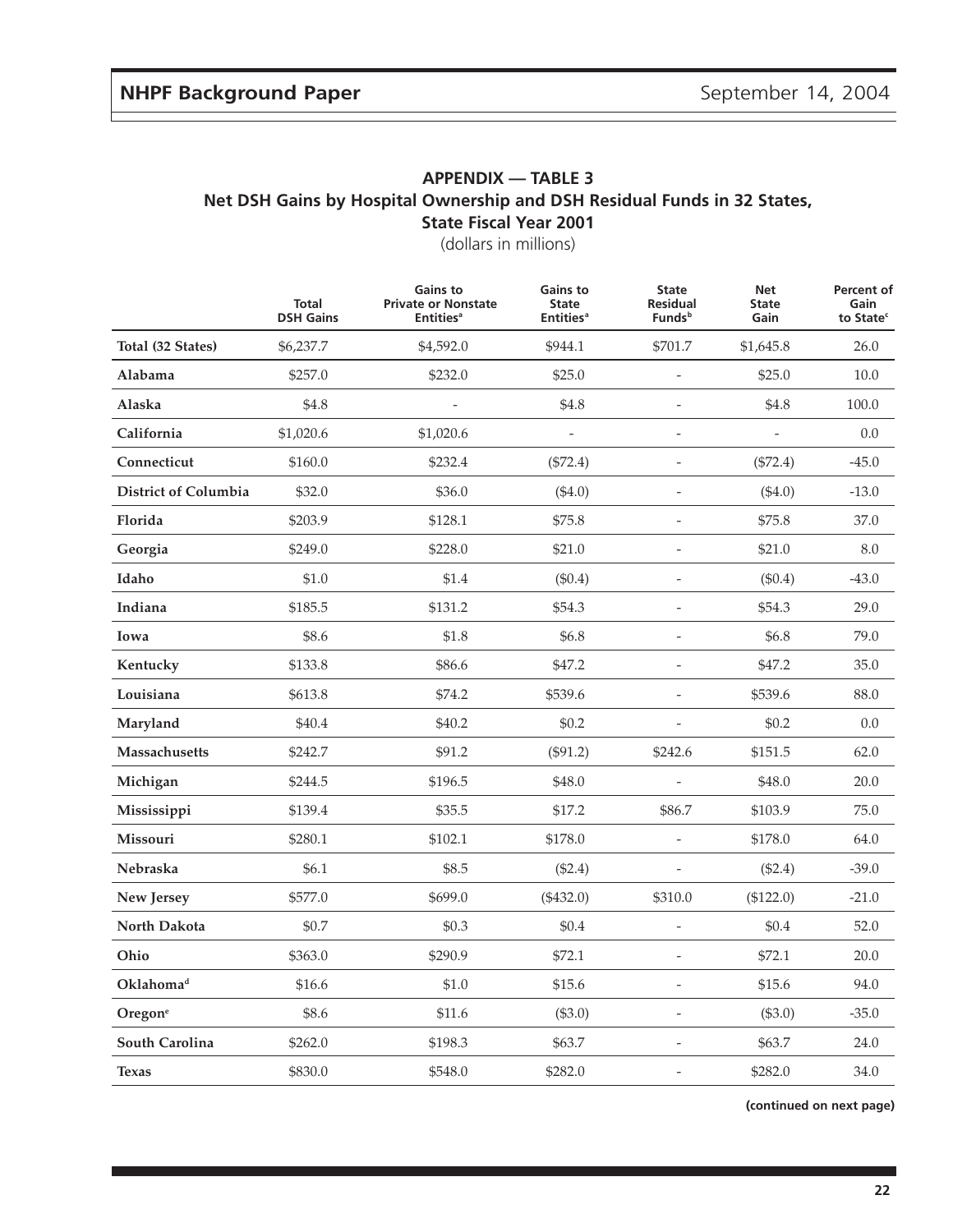## APPENDIX — TABLE 3
### Net DSH Gains by Hospital Ownership and DSH Residual Funds in 32 States, State Fiscal Year 2001

(dollars in millions)

| | Total DSH Gains | Gains to Private or Nonstate Entities[a] | Gains to State Entities[a] | State Residual Funds[b] | Net State Gain | Percent of Gain to State[c] |
|---|---|---|---|---|---|---|
| **Total (32 States)** | $6,237.7 | $4,592.0 | $944.1 | $701.7 | $1,645.8 | 26.0 |
| **Alabama** | $257.0 | $232.0 | $25.0 | - | $25.0 | 10.0 |
| **Alaska** | $4.8 | - | $4.8 | - | $4.8 | 100.0 |
| **California** | $1,020.6 | $1,020.6 | - | - | - | 0.0 |
| **Connecticut** | $160.0 | $232.4 | ($72.4) | - | ($72.4) | -45.0 |
| **District of Columbia** | $32.0 | $36.0 | ($4.0) | - | ($4.0) | -13.0 |
| **Florida** | $203.9 | $128.1 | $75.8 | - | $75.8 | 37.0 |
| **Georgia** | $249.0 | $228.0 | $21.0 | - | $21.0 | 8.0 |
| **Idaho** | $1.0 | $1.4 | ($0.4) | - | ($0.4) | -43.0 |
| **Indiana** | $185.5 | $131.2 | $54.3 | - | $54.3 | 29.0 |
| **Iowa** | $8.6 | $1.8 | $6.8 | - | $6.8 | 79.0 |
| **Kentucky** | $133.8 | $86.6 | $47.2 | - | $47.2 | 35.0 |
| **Louisiana** | $613.8 | $74.2 | $539.6 | - | $539.6 | 88.0 |
| **Maryland** | $40.4 | $40.2 | $0.2 | - | $0.2 | 0.0 |
| **Massachusetts** | $242.7 | $91.2 | ($91.2) | $242.6 | $151.5 | 62.0 |
| **Michigan** | $244.5 | $196.5 | $48.0 | - | $48.0 | 20.0 |
| **Mississippi** | $139.4 | $35.5 | $17.2 | $86.7 | $103.9 | 75.0 |
| **Missouri** | $280.1 | $102.1 | $178.0 | - | $178.0 | 64.0 |
| **Nebraska** | $6.1 | $8.5 | ($2.4) | - | ($2.4) | -39.0 |
| **New Jersey** | $577.0 | $699.0 | ($432.0) | $310.0 | ($122.0) | -21.0 |
| **North Dakota** | $0.7 | $0.3 | $0.4 | - | $0.4 | 52.0 |
| **Ohio** | $363.0 | $290.9 | $72.1 | - | $72.1 | 20.0 |
| **Oklahoma[d]** | $16.6 | $1.0 | $15.6 | - | $15.6 | 94.0 |
| **Oregon[e]** | $8.6 | $11.6 | ($3.0) | - | ($3.0) | -35.0 |
| **South Carolina** | $262.0 | $198.3 | $63.7 | - | $63.7 | 24.0 |
| **Texas** | $830.0 | $548.0 | $282.0 | - | $282.0 | 34.0 |

**(continued on next page)**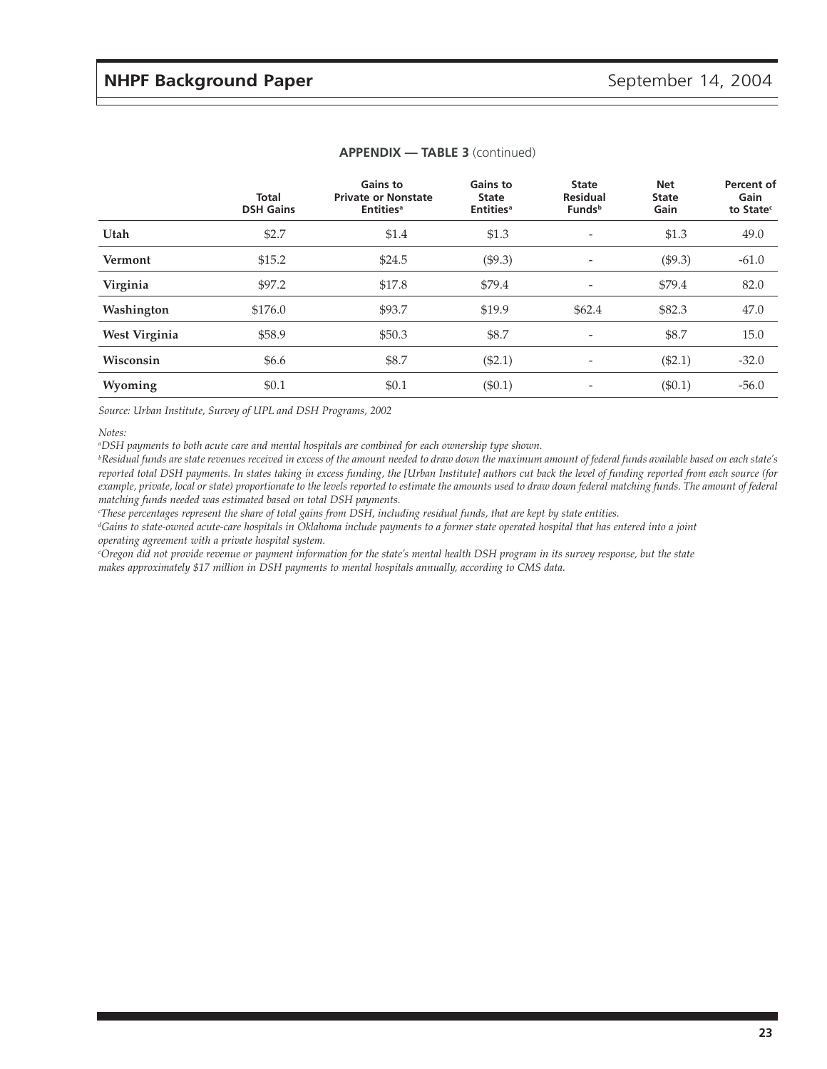**APPENDIX — TABLE 3** (continued)

| | Total DSH Gains | Gains to Private or Nonstate Entities[a] | Gains to State Entities[a] | State Residual Funds[b] | Net State Gain | Percent of Gain to State[c] |
|---|---|---|---|---|---|---|
| **Utah** | $2.7 | $1.4 | $1.3 | - | $1.3 | 49.0 |
| **Vermont** | $15.2 | $24.5 | ($9.3) | - | ($9.3) | -61.0 |
| **Virginia** | $97.2 | $17.8 | $79.4 | - | $79.4 | 82.0 |
| **Washington** | $176.0 | $93.7 | $19.9 | $62.4 | $82.3 | 47.0 |
| **West Virginia** | $58.9 | $50.3 | $8.7 | - | $8.7 | 15.0 |
| **Wisconsin** | $6.6 | $8.7 | ($2.1) | - | ($2.1) | -32.0 |
| **Wyoming** | $0.1 | $0.1 | ($0.1) | - | ($0.1) | -56.0 |

*Source: Urban Institute, Survey of UPL and DSH Programs, 2002*

*Notes:*

[a] *DSH payments to both acute care and mental hospitals are combined for each ownership type shown.*

[b] *Residual funds are state revenues received in excess of the amount needed to draw down the maximum amount of federal funds available based on each state's reported total DSH payments. In states taking in excess funding, the [Urban Institute] authors cut back the level of funding reported from each source (for example, private, local or state) proportionate to the levels reported to estimate the amounts used to draw down federal matching funds. The amount of federal matching funds needed was estimated based on total DSH payments.*

[c] *These percentages represent the share of total gains from DSH, including residual funds, that are kept by state entities.*

[d] *Gains to state-owned acute-care hospitals in Oklahoma include payments to a former state operated hospital that has entered into a joint operating agreement with a private hospital system.*

[e] *Oregon did not provide revenue or payment information for the state's mental health DSH program in its survey response, but the state makes approximately $17 million in DSH payments to mental hospitals annually, according to CMS data.*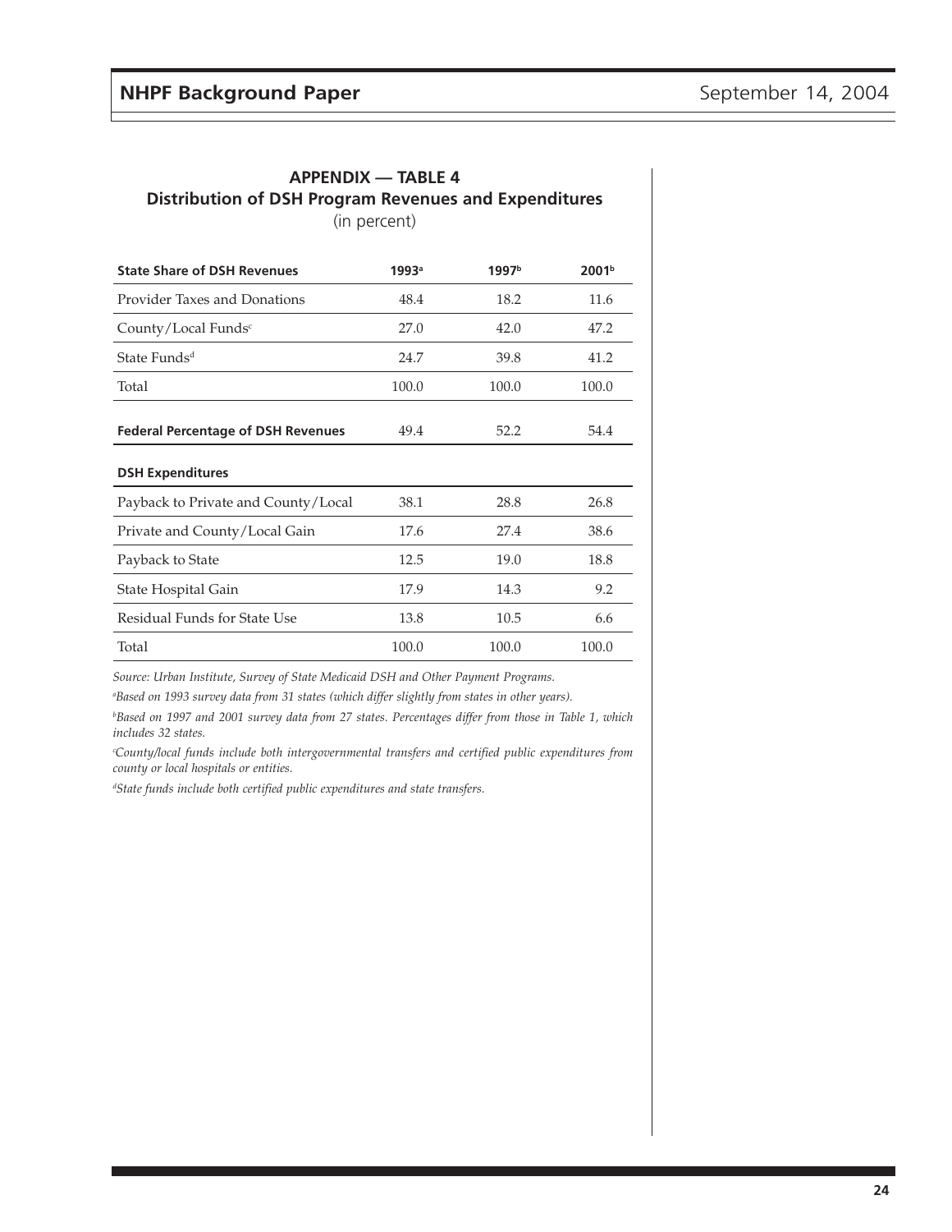## APPENDIX — TABLE 4
## Distribution of DSH Program Revenues and Expenditures

(in percent)

| State Share of DSH Revenues | 1993[a] | 1997[b] | 2001[b] |
|---|---|---|---|
| Provider Taxes and Donations | 48.4 | 18.2 | 11.6 |
| County/Local Funds[c] | 27.0 | 42.0 | 47.2 |
| State Funds[d] | 24.7 | 39.8 | 41.2 |
| Total | 100.0 | 100.0 | 100.0 |
| **Federal Percentage of DSH Revenues** | 49.4 | 52.2 | 54.4 |
| **DSH Expenditures** | | | |
| Payback to Private and County/Local | 38.1 | 28.8 | 26.8 |
| Private and County/Local Gain | 17.6 | 27.4 | 38.6 |
| Payback to State | 12.5 | 19.0 | 18.8 |
| State Hospital Gain | 17.9 | 14.3 | 9.2 |
| Residual Funds for State Use | 13.8 | 10.5 | 6.6 |
| Total | 100.0 | 100.0 | 100.0 |

*Source: Urban Institute, Survey of State Medicaid DSH and Other Payment Programs.*

[a] *Based on 1993 survey data from 31 states (which differ slightly from states in other years).*

[b] *Based on 1997 and 2001 survey data from 27 states. Percentages differ from those in Table 1, which includes 32 states.*

[c] *County/local funds include both intergovernmental transfers and certified public expenditures from county or local hospitals or entities.*

[d] *State funds include both certified public expenditures and state transfers.*